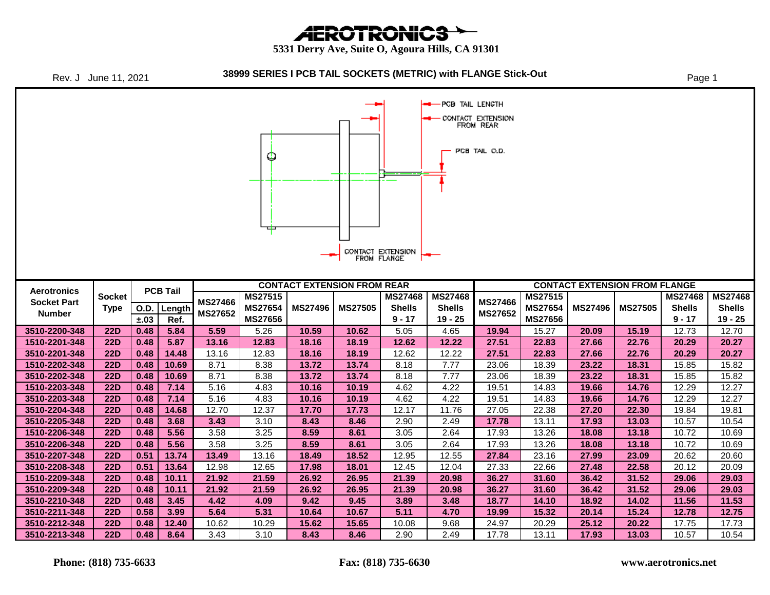# AEROTRONICS

**5331 Derry Ave, Suite O, Agoura Hills, CA 91301**

Rev. J June 11, 2021

## 38999 SERIES I PCB TAIL SOCKETS (METRIC) with FLANGE Stick-Out

PCB TAIL LENGTH

CONTACT EXTENSION FROM REAR

PCB TAIL O.D.

CONTACT EXTENSION FROM FLANGE

| Aerotronics Socket Part Number | Socket Type | PCB Tail | | CONTACT EXTENSION FROM REAR | | | | | | CONTACT EXTENSION FROM FLANGE | | | | | |
|---|---|---|---|---|---|---|---|---|---|---|---|---|---|---|---|
| | | O.D. ±.03 | Length Ref. | MS27466 MS27652 | MS27515 MS27654 MS27656 | MS27496 | MS27505 | MS27468 Shells 9 - 17 | MS27468 Shells 19 - 25 | MS27466 MS27652 | MS27515 MS27654 MS27656 | MS27496 | MS27505 | MS27468 Shells 9 - 17 | MS27468 Shells 19 - 25 |
| 3510-2200-348 | 22D | 0.48 | 5.84 | 5.59 | 5.26 | 10.59 | 10.62 | 5.05 | 4.65 | 19.94 | 15.27 | 20.09 | 15.19 | 12.73 | 12.70 |
| 1510-2201-348 | 22D | 0.48 | 5.87 | 13.16 | 12.83 | 18.16 | 18.19 | 12.62 | 12.22 | 27.51 | 22.83 | 27.66 | 22.76 | 20.29 | 20.27 |
| 3510-2201-348 | 22D | 0.48 | 14.48 | 13.16 | 12.83 | 18.16 | 18.19 | 12.62 | 12.22 | 27.51 | 22.83 | 27.66 | 22.76 | 20.29 | 20.27 |
| 1510-2202-348 | 22D | 0.48 | 10.69 | 8.71 | 8.38 | 13.72 | 13.74 | 8.18 | 7.77 | 23.06 | 18.39 | 23.22 | 18.31 | 15.85 | 15.82 |
| 3510-2202-348 | 22D | 0.48 | 10.69 | 8.71 | 8.38 | 13.72 | 13.74 | 8.18 | 7.77 | 23.06 | 18.39 | 23.22 | 18.31 | 15.85 | 15.82 |
| 1510-2203-348 | 22D | 0.48 | 7.14 | 5.16 | 4.83 | 10.16 | 10.19 | 4.62 | 4.22 | 19.51 | 14.83 | 19.66 | 14.76 | 12.29 | 12.27 |
| 3510-2203-348 | 22D | 0.48 | 7.14 | 5.16 | 4.83 | 10.16 | 10.19 | 4.62 | 4.22 | 19.51 | 14.83 | 19.66 | 14.76 | 12.29 | 12.27 |
| 3510-2204-348 | 22D | 0.48 | 14.68 | 12.70 | 12.37 | 17.70 | 17.73 | 12.17 | 11.76 | 27.05 | 22.38 | 27.20 | 22.30 | 19.84 | 19.81 |
| 3510-2205-348 | 22D | 0.48 | 3.68 | 3.43 | 3.10 | 8.43 | 8.46 | 2.90 | 2.49 | 17.78 | 13.11 | 17.93 | 13.03 | 10.57 | 10.54 |
| 1510-2206-348 | 22D | 0.48 | 5.56 | 3.58 | 3.25 | 8.59 | 8.61 | 3.05 | 2.64 | 17.93 | 13.26 | 18.08 | 13.18 | 10.72 | 10.69 |
| 3510-2206-348 | 22D | 0.48 | 5.56 | 3.58 | 3.25 | 8.59 | 8.61 | 3.05 | 2.64 | 17.93 | 13.26 | 18.08 | 13.18 | 10.72 | 10.69 |
| 3510-2207-348 | 22D | 0.51 | 13.74 | 13.49 | 13.16 | 18.49 | 18.52 | 12.95 | 12.55 | 27.84 | 23.16 | 27.99 | 23.09 | 20.62 | 20.60 |
| 3510-2208-348 | 22D | 0.51 | 13.64 | 12.98 | 12.65 | 17.98 | 18.01 | 12.45 | 12.04 | 27.33 | 22.66 | 27.48 | 22.58 | 20.12 | 20.09 |
| 1510-2209-348 | 22D | 0.48 | 10.11 | 21.92 | 21.59 | 26.92 | 26.95 | 21.39 | 20.98 | 36.27 | 31.60 | 36.42 | 31.52 | 29.06 | 29.03 |
| 3510-2209-348 | 22D | 0.48 | 10.11 | 21.92 | 21.59 | 26.92 | 26.95 | 21.39 | 20.98 | 36.27 | 31.60 | 36.42 | 31.52 | 29.06 | 29.03 |
| 3510-2210-348 | 22D | 0.48 | 3.45 | 4.42 | 4.09 | 9.42 | 9.45 | 3.89 | 3.48 | 18.77 | 14.10 | 18.92 | 14.02 | 11.56 | 11.53 |
| 3510-2211-348 | 22D | 0.58 | 3.99 | 5.64 | 5.31 | 10.64 | 10.67 | 5.11 | 4.70 | 19.99 | 15.32 | 20.14 | 15.24 | 12.78 | 12.75 |
| 3510-2212-348 | 22D | 0.48 | 12.40 | 10.62 | 10.29 | 15.62 | 15.65 | 10.08 | 9.68 | 24.97 | 20.29 | 25.12 | 20.22 | 17.75 | 17.73 |
| 3510-2213-348 | 22D | 0.48 | 8.64 | 3.43 | 3.10 | 8.43 | 8.46 | 2.90 | 2.49 | 17.78 | 13.11 | 17.93 | 13.03 | 10.57 | 10.54 |

**Phone: (818) 735-6633** **Fax: (818) 735-6630** **www.aerotronics.net**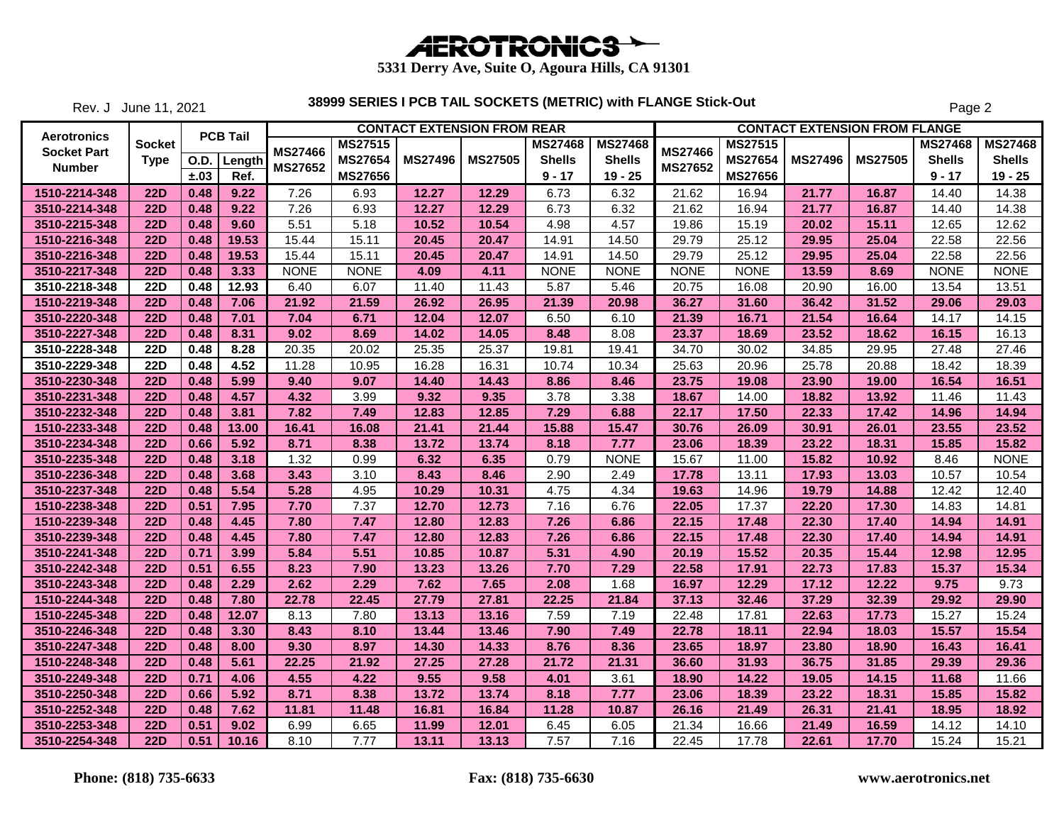# AEROTRONICS

**5331 Derry Ave, Suite O, Agoura Hills, CA 91301**

Rev. J June 11, 2021

## 38999 SERIES I PCB TAIL SOCKETS (METRIC) with FLANGE Stick-Out

| Aerotronics Socket Part Number | Socket Type | PCB Tail O.D. ±.03 | PCB Tail Length Ref. | CONTACT EXTENSION FROM REAR MS27466 MS27652 | MS27515 MS27654 MS27656 | MS27496 | MS27505 | MS27468 Shells 9 - 17 | MS27468 Shells 19 - 25 | CONTACT EXTENSION FROM FLANGE MS27466 MS27652 | MS27515 MS27654 MS27656 | MS27496 | MS27505 | MS27468 Shells 9 - 17 | MS27468 Shells 19 - 25 |
|---|---|---|---|---|---|---|---|---|---|---|---|---|---|---|---|
| 1510-2214-348 | 22D | 0.48 | 9.22 | 7.26 | 6.93 | 12.27 | 12.29 | 6.73 | 6.32 | 21.62 | 16.94 | 21.77 | 16.87 | 14.40 | 14.38 |
| 3510-2214-348 | 22D | 0.48 | 9.22 | 7.26 | 6.93 | 12.27 | 12.29 | 6.73 | 6.32 | 21.62 | 16.94 | 21.77 | 16.87 | 14.40 | 14.38 |
| 3510-2215-348 | 22D | 0.48 | 9.60 | 5.51 | 5.18 | 10.52 | 10.54 | 4.98 | 4.57 | 19.86 | 15.19 | 20.02 | 15.11 | 12.65 | 12.62 |
| 1510-2216-348 | 22D | 0.48 | 19.53 | 15.44 | 15.11 | 20.45 | 20.47 | 14.91 | 14.50 | 29.79 | 25.12 | 29.95 | 25.04 | 22.58 | 22.56 |
| 3510-2216-348 | 22D | 0.48 | 19.53 | 15.44 | 15.11 | 20.45 | 20.47 | 14.91 | 14.50 | 29.79 | 25.12 | 29.95 | 25.04 | 22.58 | 22.56 |
| 3510-2217-348 | 22D | 0.48 | 3.33 | NONE | NONE | 4.09 | 4.11 | NONE | NONE | NONE | NONE | 13.59 | 8.69 | NONE | NONE |
| 3510-2218-348 | 22D | 0.48 | 12.93 | 6.40 | 6.07 | 11.40 | 11.43 | 5.87 | 5.46 | 20.75 | 16.08 | 20.90 | 16.00 | 13.54 | 13.51 |
| 1510-2219-348 | 22D | 0.48 | 7.06 | 21.92 | 21.59 | 26.92 | 26.95 | 21.39 | 20.98 | 36.27 | 31.60 | 36.42 | 31.52 | 29.06 | 29.03 |
| 3510-2220-348 | 22D | 0.48 | 7.01 | 7.04 | 6.71 | 12.04 | 12.07 | 6.50 | 6.10 | 21.39 | 16.71 | 21.54 | 16.64 | 14.17 | 14.15 |
| 3510-2227-348 | 22D | 0.48 | 8.31 | 9.02 | 8.69 | 14.02 | 14.05 | 8.48 | 8.08 | 23.37 | 18.69 | 23.52 | 18.62 | 16.15 | 16.13 |
| 3510-2228-348 | 22D | 0.48 | 8.28 | 20.35 | 20.02 | 25.35 | 25.37 | 19.81 | 19.41 | 34.70 | 30.02 | 34.85 | 29.95 | 27.48 | 27.46 |
| 3510-2229-348 | 22D | 0.48 | 4.52 | 11.28 | 10.95 | 16.28 | 16.31 | 10.74 | 10.34 | 25.63 | 20.96 | 25.78 | 20.88 | 18.42 | 18.39 |
| 3510-2230-348 | 22D | 0.48 | 5.99 | 9.40 | 9.07 | 14.40 | 14.43 | 8.86 | 8.46 | 23.75 | 19.08 | 23.90 | 19.00 | 16.54 | 16.51 |
| 3510-2231-348 | 22D | 0.48 | 4.57 | 4.32 | 3.99 | 9.32 | 9.35 | 3.78 | 3.38 | 18.67 | 14.00 | 18.82 | 13.92 | 11.46 | 11.43 |
| 3510-2232-348 | 22D | 0.48 | 3.81 | 7.82 | 7.49 | 12.83 | 12.85 | 7.29 | 6.88 | 22.17 | 17.50 | 22.33 | 17.42 | 14.96 | 14.94 |
| 1510-2233-348 | 22D | 0.48 | 13.00 | 16.41 | 16.08 | 21.41 | 21.44 | 15.88 | 15.47 | 30.76 | 26.09 | 30.91 | 26.01 | 23.55 | 23.52 |
| 3510-2234-348 | 22D | 0.66 | 5.92 | 8.71 | 8.38 | 13.72 | 13.74 | 8.18 | 7.77 | 23.06 | 18.39 | 23.22 | 18.31 | 15.85 | 15.82 |
| 3510-2235-348 | 22D | 0.48 | 3.18 | 1.32 | 0.99 | 6.32 | 6.35 | 0.79 | NONE | 15.67 | 11.00 | 15.82 | 10.92 | 8.46 | NONE |
| 3510-2236-348 | 22D | 0.48 | 3.68 | 3.43 | 3.10 | 8.43 | 8.46 | 2.90 | 2.49 | 17.78 | 13.11 | 17.93 | 13.03 | 10.57 | 10.54 |
| 3510-2237-348 | 22D | 0.48 | 5.54 | 5.28 | 4.95 | 10.29 | 10.31 | 4.75 | 4.34 | 19.63 | 14.96 | 19.79 | 14.88 | 12.42 | 12.40 |
| 1510-2238-348 | 22D | 0.51 | 7.95 | 7.70 | 7.37 | 12.70 | 12.73 | 7.16 | 6.76 | 22.05 | 17.37 | 22.20 | 17.30 | 14.83 | 14.81 |
| 1510-2239-348 | 22D | 0.48 | 4.45 | 7.80 | 7.47 | 12.80 | 12.83 | 7.26 | 6.86 | 22.15 | 17.48 | 22.30 | 17.40 | 14.94 | 14.91 |
| 3510-2239-348 | 22D | 0.48 | 4.45 | 7.80 | 7.47 | 12.80 | 12.83 | 7.26 | 6.86 | 22.15 | 17.48 | 22.30 | 17.40 | 14.94 | 14.91 |
| 3510-2241-348 | 22D | 0.71 | 3.99 | 5.84 | 5.51 | 10.85 | 10.87 | 5.31 | 4.90 | 20.19 | 15.52 | 20.35 | 15.44 | 12.98 | 12.95 |
| 3510-2242-348 | 22D | 0.51 | 6.55 | 8.23 | 7.90 | 13.23 | 13.26 | 7.70 | 7.29 | 22.58 | 17.91 | 22.73 | 17.83 | 15.37 | 15.34 |
| 3510-2243-348 | 22D | 0.48 | 2.29 | 2.62 | 2.29 | 7.62 | 7.65 | 2.08 | 1.68 | 16.97 | 12.29 | 17.12 | 12.22 | 9.75 | 9.73 |
| 1510-2244-348 | 22D | 0.48 | 7.80 | 22.78 | 22.45 | 27.79 | 27.81 | 22.25 | 21.84 | 37.13 | 32.46 | 37.29 | 32.39 | 29.92 | 29.90 |
| 1510-2245-348 | 22D | 0.48 | 12.07 | 8.13 | 7.80 | 13.13 | 13.16 | 7.59 | 7.19 | 22.48 | 17.81 | 22.63 | 17.73 | 15.27 | 15.24 |
| 3510-2246-348 | 22D | 0.48 | 3.30 | 8.43 | 8.10 | 13.44 | 13.46 | 7.90 | 7.49 | 22.78 | 18.11 | 22.94 | 18.03 | 15.57 | 15.54 |
| 3510-2247-348 | 22D | 0.48 | 8.00 | 9.30 | 8.97 | 14.30 | 14.33 | 8.76 | 8.36 | 23.65 | 18.97 | 23.80 | 18.90 | 16.43 | 16.41 |
| 1510-2248-348 | 22D | 0.48 | 5.61 | 22.25 | 21.92 | 27.25 | 27.28 | 21.72 | 21.31 | 36.60 | 31.93 | 36.75 | 31.85 | 29.39 | 29.36 |
| 3510-2249-348 | 22D | 0.71 | 4.06 | 4.55 | 4.22 | 9.55 | 9.58 | 4.01 | 3.61 | 18.90 | 14.22 | 19.05 | 14.15 | 11.68 | 11.66 |
| 3510-2250-348 | 22D | 0.66 | 5.92 | 8.71 | 8.38 | 13.72 | 13.74 | 8.18 | 7.77 | 23.06 | 18.39 | 23.22 | 18.31 | 15.85 | 15.82 |
| 3510-2252-348 | 22D | 0.48 | 7.62 | 11.81 | 11.48 | 16.81 | 16.84 | 11.28 | 10.87 | 26.16 | 21.49 | 26.31 | 21.41 | 18.95 | 18.92 |
| 3510-2253-348 | 22D | 0.51 | 9.02 | 6.99 | 6.65 | 11.99 | 12.01 | 6.45 | 6.05 | 21.34 | 16.66 | 21.49 | 16.59 | 14.12 | 14.10 |
| 3510-2254-348 | 22D | 0.51 | 10.16 | 8.10 | 7.77 | 13.11 | 13.13 | 7.57 | 7.16 | 22.45 | 17.78 | 22.61 | 17.70 | 15.24 | 15.21 |

**Phone: (818) 735-6633** **Fax: (818) 735-6630** **www.aerotronics.net**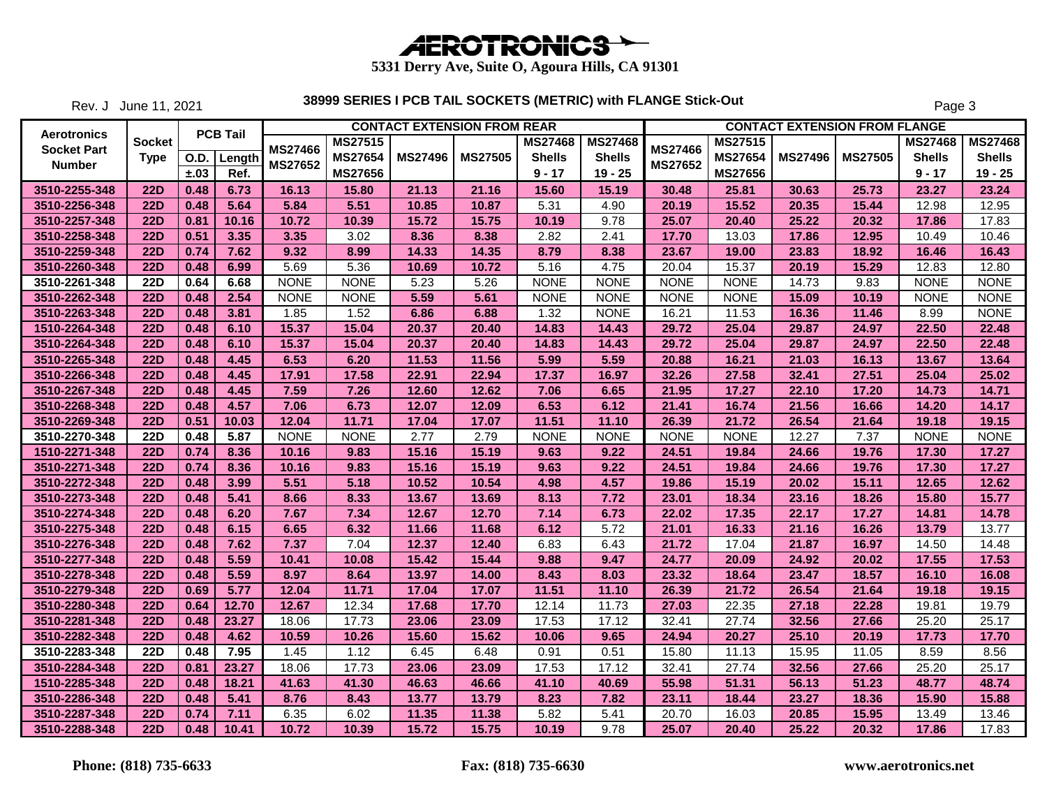# AEROTRONICS

**5331 Derry Ave, Suite O, Agoura Hills, CA 91301**

Rev. J June 11, 2021

## 38999 SERIES I PCB TAIL SOCKETS (METRIC) with FLANGE Stick-Out

| Aerotronics Socket Part Number | Socket Type | PCB Tail O.D. ±.03 | PCB Tail Length Ref. | CONTACT EXTENSION FROM REAR MS27466 MS27652 | MS27515 MS27654 MS27656 | MS27496 | MS27505 | MS27468 Shells 9 - 17 | MS27468 Shells 19 - 25 | CONTACT EXTENSION FROM FLANGE MS27466 MS27652 | MS27515 MS27654 MS27656 | MS27496 | MS27505 | MS27468 Shells 9 - 17 | MS27468 Shells 19 - 25 |
|---|---|---|---|---|---|---|---|---|---|---|---|---|---|---|---|
| 3510-2255-348 | 22D | 0.48 | 6.73 | 16.13 | 15.80 | 21.13 | 21.16 | 15.60 | 15.19 | 30.48 | 25.81 | 30.63 | 25.73 | 23.27 | 23.24 |
| 3510-2256-348 | 22D | 0.48 | 5.64 | 5.84 | 5.51 | 10.85 | 10.87 | 5.31 | 4.90 | 20.19 | 15.52 | 20.35 | 15.44 | 12.98 | 12.95 |
| 3510-2257-348 | 22D | 0.81 | 10.16 | 10.72 | 10.39 | 15.72 | 15.75 | 10.19 | 9.78 | 25.07 | 20.40 | 25.22 | 20.32 | 17.86 | 17.83 |
| 3510-2258-348 | 22D | 0.51 | 3.35 | 3.35 | 3.02 | 8.36 | 8.38 | 2.82 | 2.41 | 17.70 | 13.03 | 17.86 | 12.95 | 10.49 | 10.46 |
| 3510-2259-348 | 22D | 0.74 | 7.62 | 9.32 | 8.99 | 14.33 | 14.35 | 8.79 | 8.38 | 23.67 | 19.00 | 23.83 | 18.92 | 16.46 | 16.43 |
| 3510-2260-348 | 22D | 0.48 | 6.99 | 5.69 | 5.36 | 10.69 | 10.72 | 5.16 | 4.75 | 20.04 | 15.37 | 20.19 | 15.29 | 12.83 | 12.80 |
| 3510-2261-348 | 22D | 0.64 | 6.68 | NONE | NONE | 5.23 | 5.26 | NONE | NONE | NONE | NONE | 14.73 | 9.83 | NONE | NONE |
| 3510-2262-348 | 22D | 0.48 | 2.54 | NONE | NONE | 5.59 | 5.61 | NONE | NONE | NONE | NONE | 15.09 | 10.19 | NONE | NONE |
| 3510-2263-348 | 22D | 0.48 | 3.81 | 1.85 | 1.52 | 6.86 | 6.88 | 1.32 | NONE | 16.21 | 11.53 | 16.36 | 11.46 | 8.99 | NONE |
| 1510-2264-348 | 22D | 0.48 | 6.10 | 15.37 | 15.04 | 20.37 | 20.40 | 14.83 | 14.43 | 29.72 | 25.04 | 29.87 | 24.97 | 22.50 | 22.48 |
| 3510-2264-348 | 22D | 0.48 | 6.10 | 15.37 | 15.04 | 20.37 | 20.40 | 14.83 | 14.43 | 29.72 | 25.04 | 29.87 | 24.97 | 22.50 | 22.48 |
| 3510-2265-348 | 22D | 0.48 | 4.45 | 6.53 | 6.20 | 11.53 | 11.56 | 5.99 | 5.59 | 20.88 | 16.21 | 21.03 | 16.13 | 13.67 | 13.64 |
| 3510-2266-348 | 22D | 0.48 | 4.45 | 17.91 | 17.58 | 22.91 | 22.94 | 17.37 | 16.97 | 32.26 | 27.58 | 32.41 | 27.51 | 25.04 | 25.02 |
| 3510-2267-348 | 22D | 0.48 | 4.45 | 7.59 | 7.26 | 12.60 | 12.62 | 7.06 | 6.65 | 21.95 | 17.27 | 22.10 | 17.20 | 14.73 | 14.71 |
| 3510-2268-348 | 22D | 0.48 | 4.57 | 7.06 | 6.73 | 12.07 | 12.09 | 6.53 | 6.12 | 21.41 | 16.74 | 21.56 | 16.66 | 14.20 | 14.17 |
| 3510-2269-348 | 22D | 0.51 | 10.03 | 12.04 | 11.71 | 17.04 | 17.07 | 11.51 | 11.10 | 26.39 | 21.72 | 26.54 | 21.64 | 19.18 | 19.15 |
| 3510-2270-348 | 22D | 0.48 | 5.87 | NONE | NONE | 2.77 | 2.79 | NONE | NONE | NONE | NONE | 12.27 | 7.37 | NONE | NONE |
| 1510-2271-348 | 22D | 0.74 | 8.36 | 10.16 | 9.83 | 15.16 | 15.19 | 9.63 | 9.22 | 24.51 | 19.84 | 24.66 | 19.76 | 17.30 | 17.27 |
| 3510-2271-348 | 22D | 0.74 | 8.36 | 10.16 | 9.83 | 15.16 | 15.19 | 9.63 | 9.22 | 24.51 | 19.84 | 24.66 | 19.76 | 17.30 | 17.27 |
| 3510-2272-348 | 22D | 0.48 | 3.99 | 5.51 | 5.18 | 10.52 | 10.54 | 4.98 | 4.57 | 19.86 | 15.19 | 20.02 | 15.11 | 12.65 | 12.62 |
| 3510-2273-348 | 22D | 0.48 | 5.41 | 8.66 | 8.33 | 13.67 | 13.69 | 8.13 | 7.72 | 23.01 | 18.34 | 23.16 | 18.26 | 15.80 | 15.77 |
| 3510-2274-348 | 22D | 0.48 | 6.20 | 7.67 | 7.34 | 12.67 | 12.70 | 7.14 | 6.73 | 22.02 | 17.35 | 22.17 | 17.27 | 14.81 | 14.78 |
| 3510-2275-348 | 22D | 0.48 | 6.15 | 6.65 | 6.32 | 11.66 | 11.68 | 6.12 | 5.72 | 21.01 | 16.33 | 21.16 | 16.26 | 13.79 | 13.77 |
| 3510-2276-348 | 22D | 0.48 | 7.62 | 7.37 | 7.04 | 12.37 | 12.40 | 6.83 | 6.43 | 21.72 | 17.04 | 21.87 | 16.97 | 14.50 | 14.48 |
| 3510-2277-348 | 22D | 0.48 | 5.59 | 10.41 | 10.08 | 15.42 | 15.44 | 9.88 | 9.47 | 24.77 | 20.09 | 24.92 | 20.02 | 17.55 | 17.53 |
| 3510-2278-348 | 22D | 0.48 | 5.59 | 8.97 | 8.64 | 13.97 | 14.00 | 8.43 | 8.03 | 23.32 | 18.64 | 23.47 | 18.57 | 16.10 | 16.08 |
| 3510-2279-348 | 22D | 0.69 | 5.77 | 12.04 | 11.71 | 17.04 | 17.07 | 11.51 | 11.10 | 26.39 | 21.72 | 26.54 | 21.64 | 19.18 | 19.15 |
| 3510-2280-348 | 22D | 0.64 | 12.70 | 12.67 | 12.34 | 17.68 | 17.70 | 12.14 | 11.73 | 27.03 | 22.35 | 27.18 | 22.28 | 19.81 | 19.79 |
| 3510-2281-348 | 22D | 0.48 | 23.27 | 18.06 | 17.73 | 23.06 | 23.09 | 17.53 | 17.12 | 32.41 | 27.74 | 32.56 | 27.66 | 25.20 | 25.17 |
| 3510-2282-348 | 22D | 0.48 | 4.62 | 10.59 | 10.26 | 15.60 | 15.62 | 10.06 | 9.65 | 24.94 | 20.27 | 25.10 | 20.19 | 17.73 | 17.70 |
| 3510-2283-348 | 22D | 0.48 | 7.95 | 1.45 | 1.12 | 6.45 | 6.48 | 0.91 | 0.51 | 15.80 | 11.13 | 15.95 | 11.05 | 8.59 | 8.56 |
| 3510-2284-348 | 22D | 0.81 | 23.27 | 18.06 | 17.73 | 23.06 | 23.09 | 17.53 | 17.12 | 32.41 | 27.74 | 32.56 | 27.66 | 25.20 | 25.17 |
| 1510-2285-348 | 22D | 0.48 | 18.21 | 41.63 | 41.30 | 46.63 | 46.66 | 41.10 | 40.69 | 55.98 | 51.31 | 56.13 | 51.23 | 48.77 | 48.74 |
| 3510-2286-348 | 22D | 0.48 | 5.41 | 8.76 | 8.43 | 13.77 | 13.79 | 8.23 | 7.82 | 23.11 | 18.44 | 23.27 | 18.36 | 15.90 | 15.88 |
| 3510-2287-348 | 22D | 0.74 | 7.11 | 6.35 | 6.02 | 11.35 | 11.38 | 5.82 | 5.41 | 20.70 | 16.03 | 20.85 | 15.95 | 13.49 | 13.46 |
| 3510-2288-348 | 22D | 0.48 | 10.41 | 10.72 | 10.39 | 15.72 | 15.75 | 10.19 | 9.78 | 25.07 | 20.40 | 25.22 | 20.32 | 17.86 | 17.83 |

**Phone: (818) 735-6633** **Fax: (818) 735-6630** **www.aerotronics.net**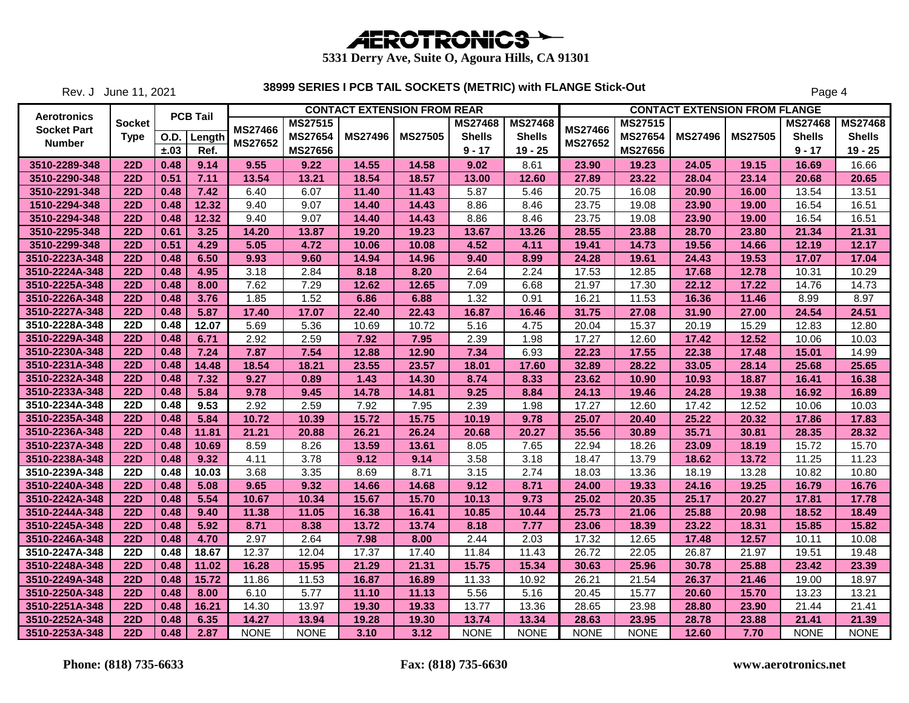# AEROTRONICS

**5331 Derry Ave, Suite O, Agoura Hills, CA 91301**

Rev. J June 11, 2021

## 38999 SERIES I PCB TAIL SOCKETS (METRIC) with FLANGE Stick-Out

| Aerotronics Socket Part Number | Socket Type | PCB Tail | | CONTACT EXTENSION FROM REAR | | | | | | CONTACT EXTENSION FROM FLANGE | | | | | |
|---|---|---|---|---|---|---|---|---|---|---|---|---|---|---|---|
| | | O.D. ±.03 | Length Ref. | MS27466 MS27652 | MS27515 MS27654 MS27656 | MS27496 | MS27505 | MS27468 Shells 9 - 17 | MS27468 Shells 19 - 25 | MS27466 MS27652 | MS27515 MS27654 MS27656 | MS27496 | MS27505 | MS27468 Shells 9 - 17 | MS27468 Shells 19 - 25 |
| 3510-2289-348 | 22D | 0.48 | 9.14 | 9.55 | 9.22 | 14.55 | 14.58 | 9.02 | 8.61 | 23.90 | 19.23 | 24.05 | 19.15 | 16.69 | 16.66 |
| 3510-2290-348 | 22D | 0.51 | 7.11 | 13.54 | 13.21 | 18.54 | 18.57 | 13.00 | 12.60 | 27.89 | 23.22 | 28.04 | 23.14 | 20.68 | 20.65 |
| 3510-2291-348 | 22D | 0.48 | 7.42 | 6.40 | 6.07 | 11.40 | 11.43 | 5.87 | 5.46 | 20.75 | 16.08 | 20.90 | 16.00 | 13.54 | 13.51 |
| 1510-2294-348 | 22D | 0.48 | 12.32 | 9.40 | 9.07 | 14.40 | 14.43 | 8.86 | 8.46 | 23.75 | 19.08 | 23.90 | 19.00 | 16.54 | 16.51 |
| 3510-2294-348 | 22D | 0.48 | 12.32 | 9.40 | 9.07 | 14.40 | 14.43 | 8.86 | 8.46 | 23.75 | 19.08 | 23.90 | 19.00 | 16.54 | 16.51 |
| 3510-2295-348 | 22D | 0.61 | 3.25 | 14.20 | 13.87 | 19.20 | 19.23 | 13.67 | 13.26 | 28.55 | 23.88 | 28.70 | 23.80 | 21.34 | 21.31 |
| 3510-2299-348 | 22D | 0.51 | 4.29 | 5.05 | 4.72 | 10.06 | 10.08 | 4.52 | 4.11 | 19.41 | 14.73 | 19.56 | 14.66 | 12.19 | 12.17 |
| 3510-2223A-348 | 22D | 0.48 | 6.50 | 9.93 | 9.60 | 14.94 | 14.96 | 9.40 | 8.99 | 24.28 | 19.61 | 24.43 | 19.53 | 17.07 | 17.04 |
| 3510-2224A-348 | 22D | 0.48 | 4.95 | 3.18 | 2.84 | 8.18 | 8.20 | 2.64 | 2.24 | 17.53 | 12.85 | 17.68 | 12.78 | 10.31 | 10.29 |
| 3510-2225A-348 | 22D | 0.48 | 8.00 | 7.62 | 7.29 | 12.62 | 12.65 | 7.09 | 6.68 | 21.97 | 17.30 | 22.12 | 17.22 | 14.76 | 14.73 |
| 3510-2226A-348 | 22D | 0.48 | 3.76 | 1.85 | 1.52 | 6.86 | 6.88 | 1.32 | 0.91 | 16.21 | 11.53 | 16.36 | 11.46 | 8.99 | 8.97 |
| 3510-2227A-348 | 22D | 0.48 | 5.87 | 17.40 | 17.07 | 22.40 | 22.43 | 16.87 | 16.46 | 31.75 | 27.08 | 31.90 | 27.00 | 24.54 | 24.51 |
| 3510-2228A-348 | 22D | 0.48 | 12.07 | 5.69 | 5.36 | 10.69 | 10.72 | 5.16 | 4.75 | 20.04 | 15.37 | 20.19 | 15.29 | 12.83 | 12.80 |
| 3510-2229A-348 | 22D | 0.48 | 6.71 | 2.92 | 2.59 | 7.92 | 7.95 | 2.39 | 1.98 | 17.27 | 12.60 | 17.42 | 12.52 | 10.06 | 10.03 |
| 3510-2230A-348 | 22D | 0.48 | 7.24 | 7.87 | 7.54 | 12.88 | 12.90 | 7.34 | 6.93 | 22.23 | 17.55 | 22.38 | 17.48 | 15.01 | 14.99 |
| 3510-2231A-348 | 22D | 0.48 | 14.48 | 18.54 | 18.21 | 23.55 | 23.57 | 18.01 | 17.60 | 32.89 | 28.22 | 33.05 | 28.14 | 25.68 | 25.65 |
| 3510-2232A-348 | 22D | 0.48 | 7.32 | 9.27 | 0.89 | 1.43 | 14.30 | 8.74 | 8.33 | 23.62 | 10.90 | 10.93 | 18.87 | 16.41 | 16.38 |
| 3510-2233A-348 | 22D | 0.48 | 5.84 | 9.78 | 9.45 | 14.78 | 14.81 | 9.25 | 8.84 | 24.13 | 19.46 | 24.28 | 19.38 | 16.92 | 16.89 |
| 3510-2234A-348 | 22D | 0.48 | 9.53 | 2.92 | 2.59 | 7.92 | 7.95 | 2.39 | 1.98 | 17.27 | 12.60 | 17.42 | 12.52 | 10.06 | 10.03 |
| 3510-2235A-348 | 22D | 0.48 | 5.84 | 10.72 | 10.39 | 15.72 | 15.75 | 10.19 | 9.78 | 25.07 | 20.40 | 25.22 | 20.32 | 17.86 | 17.83 |
| 3510-2236A-348 | 22D | 0.48 | 11.81 | 21.21 | 20.88 | 26.21 | 26.24 | 20.68 | 20.27 | 35.56 | 30.89 | 35.71 | 30.81 | 28.35 | 28.32 |
| 3510-2237A-348 | 22D | 0.48 | 10.69 | 8.59 | 8.26 | 13.59 | 13.61 | 8.05 | 7.65 | 22.94 | 18.26 | 23.09 | 18.19 | 15.72 | 15.70 |
| 3510-2238A-348 | 22D | 0.48 | 9.32 | 4.11 | 3.78 | 9.12 | 9.14 | 3.58 | 3.18 | 18.47 | 13.79 | 18.62 | 13.72 | 11.25 | 11.23 |
| 3510-2239A-348 | 22D | 0.48 | 10.03 | 3.68 | 3.35 | 8.69 | 8.71 | 3.15 | 2.74 | 18.03 | 13.36 | 18.19 | 13.28 | 10.82 | 10.80 |
| 3510-2240A-348 | 22D | 0.48 | 5.08 | 9.65 | 9.32 | 14.66 | 14.68 | 9.12 | 8.71 | 24.00 | 19.33 | 24.16 | 19.25 | 16.79 | 16.76 |
| 3510-2242A-348 | 22D | 0.48 | 5.54 | 10.67 | 10.34 | 15.67 | 15.70 | 10.13 | 9.73 | 25.02 | 20.35 | 25.17 | 20.27 | 17.81 | 17.78 |
| 3510-2244A-348 | 22D | 0.48 | 9.40 | 11.38 | 11.05 | 16.38 | 16.41 | 10.85 | 10.44 | 25.73 | 21.06 | 25.88 | 20.98 | 18.52 | 18.49 |
| 3510-2245A-348 | 22D | 0.48 | 5.92 | 8.71 | 8.38 | 13.72 | 13.74 | 8.18 | 7.77 | 23.06 | 18.39 | 23.22 | 18.31 | 15.85 | 15.82 |
| 3510-2246A-348 | 22D | 0.48 | 4.70 | 2.97 | 2.64 | 7.98 | 8.00 | 2.44 | 2.03 | 17.32 | 12.65 | 17.48 | 12.57 | 10.11 | 10.08 |
| 3510-2247A-348 | 22D | 0.48 | 18.67 | 12.37 | 12.04 | 17.37 | 17.40 | 11.84 | 11.43 | 26.72 | 22.05 | 26.87 | 21.97 | 19.51 | 19.48 |
| 3510-2248A-348 | 22D | 0.48 | 11.02 | 16.28 | 15.95 | 21.29 | 21.31 | 15.75 | 15.34 | 30.63 | 25.96 | 30.78 | 25.88 | 23.42 | 23.39 |
| 3510-2249A-348 | 22D | 0.48 | 15.72 | 11.86 | 11.53 | 16.87 | 16.89 | 11.33 | 10.92 | 26.21 | 21.54 | 26.37 | 21.46 | 19.00 | 18.97 |
| 3510-2250A-348 | 22D | 0.48 | 8.00 | 6.10 | 5.77 | 11.10 | 11.13 | 5.56 | 5.16 | 20.45 | 15.77 | 20.60 | 15.70 | 13.23 | 13.21 |
| 3510-2251A-348 | 22D | 0.48 | 16.21 | 14.30 | 13.97 | 19.30 | 19.33 | 13.77 | 13.36 | 28.65 | 23.98 | 28.80 | 23.90 | 21.44 | 21.41 |
| 3510-2252A-348 | 22D | 0.48 | 6.35 | 14.27 | 13.94 | 19.28 | 19.30 | 13.74 | 13.34 | 28.63 | 23.95 | 28.78 | 23.88 | 21.41 | 21.39 |
| 3510-2253A-348 | 22D | 0.48 | 2.87 | NONE | NONE | 3.10 | 3.12 | NONE | NONE | NONE | NONE | 12.60 | 7.70 | NONE | NONE |

**Phone: (818) 735-6633** **Fax: (818) 735-6630** **www.aerotronics.net**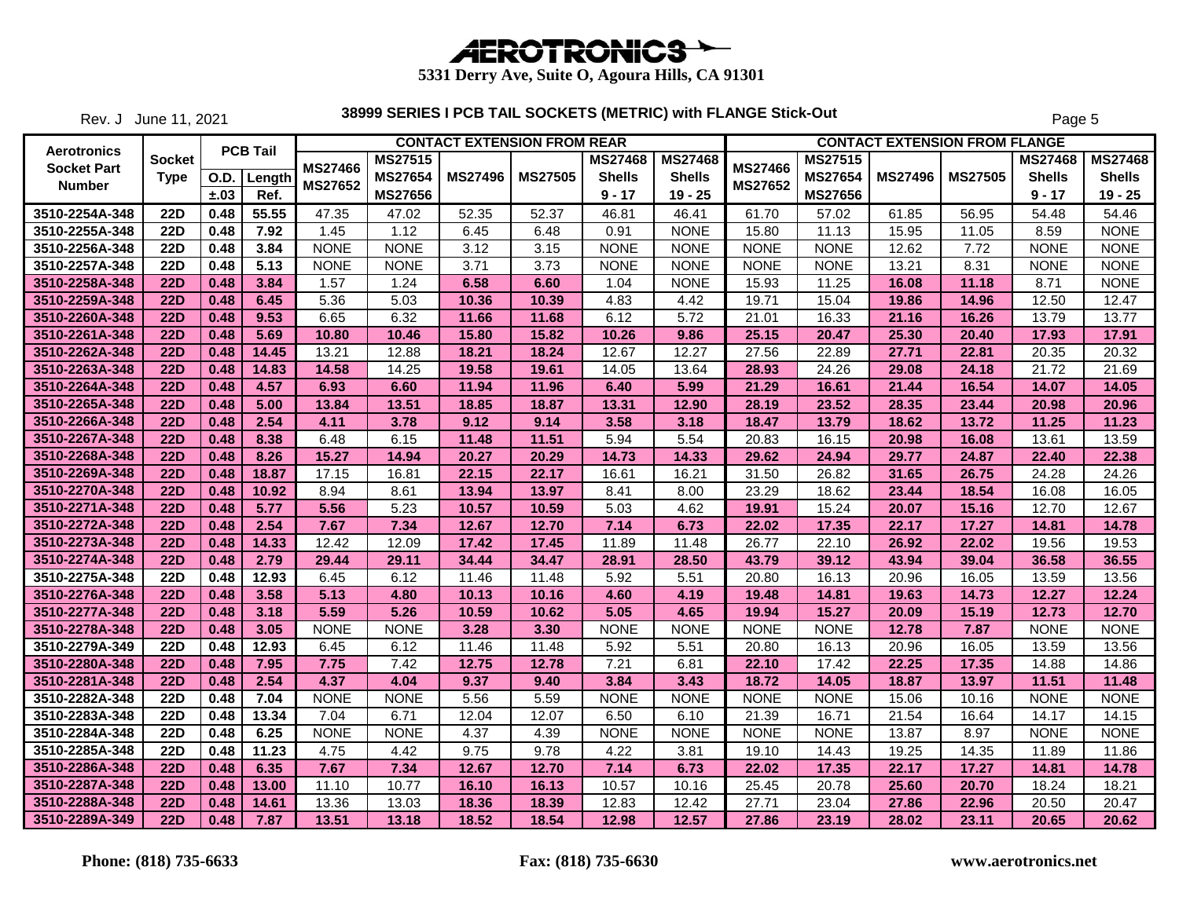# AEROTRONICS

**5331 Derry Ave, Suite O, Agoura Hills, CA 91301**

Rev. J June 11, 2021

## 38999 SERIES I PCB TAIL SOCKETS (METRIC) with FLANGE Stick-Out

| Aerotronics Socket Part Number | Socket Type | PCB Tail O.D. ±.03 | PCB Tail Length Ref. | CONTACT EXTENSION FROM REAR MS27466 MS27652 | MS27515 MS27654 MS27656 | MS27496 | MS27505 | MS27468 Shells 9 - 17 | MS27468 Shells 19 - 25 | CONTACT EXTENSION FROM FLANGE MS27466 MS27652 | MS27515 MS27654 MS27656 | MS27496 | MS27505 | MS27468 Shells 9 - 17 | MS27468 Shells 19 - 25 |
|---|---|---|---|---|---|---|---|---|---|---|---|---|---|---|---|
| 3510-2254A-348 | 22D | 0.48 | 55.55 | 47.35 | 47.02 | 52.35 | 52.37 | 46.81 | 46.41 | 61.70 | 57.02 | 61.85 | 56.95 | 54.48 | 54.46 |
| 3510-2255A-348 | 22D | 0.48 | 7.92 | 1.45 | 1.12 | 6.45 | 6.48 | 0.91 | NONE | 15.80 | 11.13 | 15.95 | 11.05 | 8.59 | NONE |
| 3510-2256A-348 | 22D | 0.48 | 3.84 | NONE | NONE | 3.12 | 3.15 | NONE | NONE | NONE | NONE | 12.62 | 7.72 | NONE | NONE |
| 3510-2257A-348 | 22D | 0.48 | 5.13 | NONE | NONE | 3.71 | 3.73 | NONE | NONE | NONE | NONE | 13.21 | 8.31 | NONE | NONE |
| 3510-2258A-348 | 22D | 0.48 | 3.84 | 1.57 | 1.24 | 6.58 | 6.60 | 1.04 | NONE | 15.93 | 11.25 | 16.08 | 11.18 | 8.71 | NONE |
| 3510-2259A-348 | 22D | 0.48 | 6.45 | 5.36 | 5.03 | 10.36 | 10.39 | 4.83 | 4.42 | 19.71 | 15.04 | 19.86 | 14.96 | 12.50 | 12.47 |
| 3510-2260A-348 | 22D | 0.48 | 9.53 | 6.65 | 6.32 | 11.66 | 11.68 | 6.12 | 5.72 | 21.01 | 16.33 | 21.16 | 16.26 | 13.79 | 13.77 |
| 3510-2261A-348 | 22D | 0.48 | 5.69 | 10.80 | 10.46 | 15.80 | 15.82 | 10.26 | 9.86 | 25.15 | 20.47 | 25.30 | 20.40 | 17.93 | 17.91 |
| 3510-2262A-348 | 22D | 0.48 | 14.45 | 13.21 | 12.88 | 18.21 | 18.24 | 12.67 | 12.27 | 27.56 | 22.89 | 27.71 | 22.81 | 20.35 | 20.32 |
| 3510-2263A-348 | 22D | 0.48 | 14.83 | 14.58 | 14.25 | 19.58 | 19.61 | 14.05 | 13.64 | 28.93 | 24.26 | 29.08 | 24.18 | 21.72 | 21.69 |
| 3510-2264A-348 | 22D | 0.48 | 4.57 | 6.93 | 6.60 | 11.94 | 11.96 | 6.40 | 5.99 | 21.29 | 16.61 | 21.44 | 16.54 | 14.07 | 14.05 |
| 3510-2265A-348 | 22D | 0.48 | 5.00 | 13.84 | 13.51 | 18.85 | 18.87 | 13.31 | 12.90 | 28.19 | 23.52 | 28.35 | 23.44 | 20.98 | 20.96 |
| 3510-2266A-348 | 22D | 0.48 | 2.54 | 4.11 | 3.78 | 9.12 | 9.14 | 3.58 | 3.18 | 18.47 | 13.79 | 18.62 | 13.72 | 11.25 | 11.23 |
| 3510-2267A-348 | 22D | 0.48 | 8.38 | 6.48 | 6.15 | 11.48 | 11.51 | 5.94 | 5.54 | 20.83 | 16.15 | 20.98 | 16.08 | 13.61 | 13.59 |
| 3510-2268A-348 | 22D | 0.48 | 8.26 | 15.27 | 14.94 | 20.27 | 20.29 | 14.73 | 14.33 | 29.62 | 24.94 | 29.77 | 24.87 | 22.40 | 22.38 |
| 3510-2269A-348 | 22D | 0.48 | 18.87 | 17.15 | 16.81 | 22.15 | 22.17 | 16.61 | 16.21 | 31.50 | 26.82 | 31.65 | 26.75 | 24.28 | 24.26 |
| 3510-2270A-348 | 22D | 0.48 | 10.92 | 8.94 | 8.61 | 13.94 | 13.97 | 8.41 | 8.00 | 23.29 | 18.62 | 23.44 | 18.54 | 16.08 | 16.05 |
| 3510-2271A-348 | 22D | 0.48 | 5.77 | 5.56 | 5.23 | 10.57 | 10.59 | 5.03 | 4.62 | 19.91 | 15.24 | 20.07 | 15.16 | 12.70 | 12.67 |
| 3510-2272A-348 | 22D | 0.48 | 2.54 | 7.67 | 7.34 | 12.67 | 12.70 | 7.14 | 6.73 | 22.02 | 17.35 | 22.17 | 17.27 | 14.81 | 14.78 |
| 3510-2273A-348 | 22D | 0.48 | 14.33 | 12.42 | 12.09 | 17.42 | 17.45 | 11.89 | 11.48 | 26.77 | 22.10 | 26.92 | 22.02 | 19.56 | 19.53 |
| 3510-2274A-348 | 22D | 0.48 | 2.79 | 29.44 | 29.11 | 34.44 | 34.47 | 28.91 | 28.50 | 43.79 | 39.12 | 43.94 | 39.04 | 36.58 | 36.55 |
| 3510-2275A-348 | 22D | 0.48 | 12.93 | 6.45 | 6.12 | 11.46 | 11.48 | 5.92 | 5.51 | 20.80 | 16.13 | 20.96 | 16.05 | 13.59 | 13.56 |
| 3510-2276A-348 | 22D | 0.48 | 3.58 | 5.13 | 4.80 | 10.13 | 10.16 | 4.60 | 4.19 | 19.48 | 14.81 | 19.63 | 14.73 | 12.27 | 12.24 |
| 3510-2277A-348 | 22D | 0.48 | 3.18 | 5.59 | 5.26 | 10.59 | 10.62 | 5.05 | 4.65 | 19.94 | 15.27 | 20.09 | 15.19 | 12.73 | 12.70 |
| 3510-2278A-348 | 22D | 0.48 | 3.05 | NONE | NONE | 3.28 | 3.30 | NONE | NONE | NONE | NONE | 12.78 | 7.87 | NONE | NONE |
| 3510-2279A-349 | 22D | 0.48 | 12.93 | 6.45 | 6.12 | 11.46 | 11.48 | 5.92 | 5.51 | 20.80 | 16.13 | 20.96 | 16.05 | 13.59 | 13.56 |
| 3510-2280A-348 | 22D | 0.48 | 7.95 | 7.75 | 7.42 | 12.75 | 12.78 | 7.21 | 6.81 | 22.10 | 17.42 | 22.25 | 17.35 | 14.88 | 14.86 |
| 3510-2281A-348 | 22D | 0.48 | 2.54 | 4.37 | 4.04 | 9.37 | 9.40 | 3.84 | 3.43 | 18.72 | 14.05 | 18.87 | 13.97 | 11.51 | 11.48 |
| 3510-2282A-348 | 22D | 0.48 | 7.04 | NONE | NONE | 5.56 | 5.59 | NONE | NONE | NONE | NONE | 15.06 | 10.16 | NONE | NONE |
| 3510-2283A-348 | 22D | 0.48 | 13.34 | 7.04 | 6.71 | 12.04 | 12.07 | 6.50 | 6.10 | 21.39 | 16.71 | 21.54 | 16.64 | 14.17 | 14.15 |
| 3510-2284A-348 | 22D | 0.48 | 6.25 | NONE | NONE | 4.37 | 4.39 | NONE | NONE | NONE | NONE | 13.87 | 8.97 | NONE | NONE |
| 3510-2285A-348 | 22D | 0.48 | 11.23 | 4.75 | 4.42 | 9.75 | 9.78 | 4.22 | 3.81 | 19.10 | 14.43 | 19.25 | 14.35 | 11.89 | 11.86 |
| 3510-2286A-348 | 22D | 0.48 | 6.35 | 7.67 | 7.34 | 12.67 | 12.70 | 7.14 | 6.73 | 22.02 | 17.35 | 22.17 | 17.27 | 14.81 | 14.78 |
| 3510-2287A-348 | 22D | 0.48 | 13.00 | 11.10 | 10.77 | 16.10 | 16.13 | 10.57 | 10.16 | 25.45 | 20.78 | 25.60 | 20.70 | 18.24 | 18.21 |
| 3510-2288A-348 | 22D | 0.48 | 14.61 | 13.36 | 13.03 | 18.36 | 18.39 | 12.83 | 12.42 | 27.71 | 23.04 | 27.86 | 22.96 | 20.50 | 20.47 |
| 3510-2289A-349 | 22D | 0.48 | 7.87 | 13.51 | 13.18 | 18.52 | 18.54 | 12.98 | 12.57 | 27.86 | 23.19 | 28.02 | 23.11 | 20.65 | 20.62 |

**Phone: (818) 735-6633** **Fax: (818) 735-6630** **www.aerotronics.net**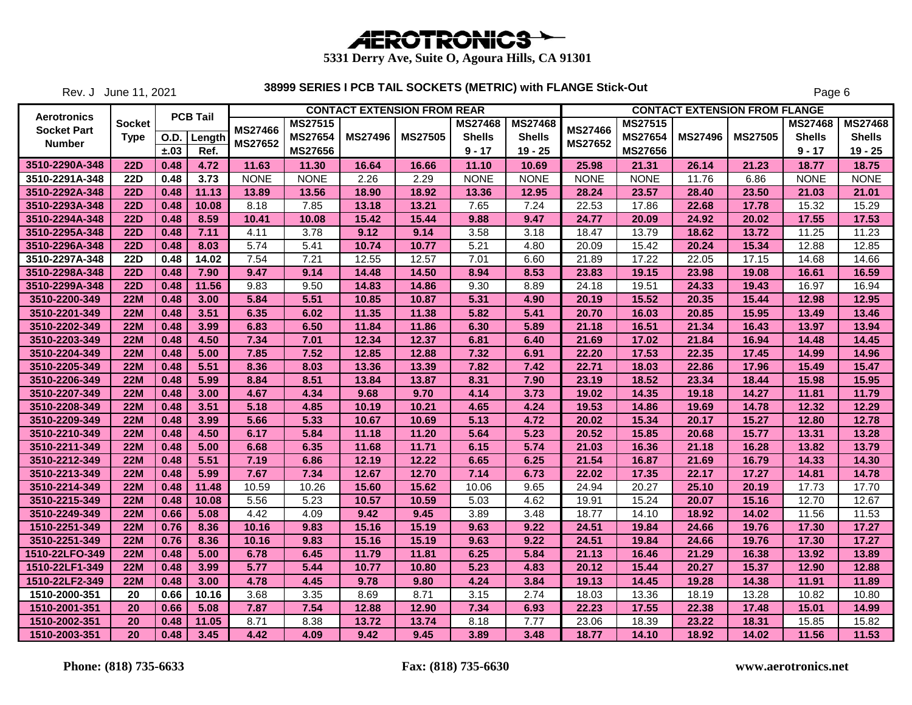# AEROTRONICS

**5331 Derry Ave, Suite O, Agoura Hills, CA 91301**

Rev. J June 11, 2021

## 38999 SERIES I PCB TAIL SOCKETS (METRIC) with FLANGE Stick-Out

| Aerotronics Socket Part Number | Socket Type | PCB Tail O.D. ±.03 | PCB Tail Length Ref. | CONTACT EXTENSION FROM REAR MS27466 MS27652 | MS27515 MS27654 MS27656 | MS27496 | MS27505 | MS27468 Shells 9 - 17 | MS27468 Shells 19 - 25 | CONTACT EXTENSION FROM FLANGE MS27466 MS27652 | MS27515 MS27654 MS27656 | MS27496 | MS27505 | MS27468 Shells 9 - 17 | MS27468 Shells 19 - 25 |
|---|---|---|---|---|---|---|---|---|---|---|---|---|---|---|---|
| 3510-2290A-348 | 22D | 0.48 | 4.72 | 11.63 | 11.30 | 16.64 | 16.66 | 11.10 | 10.69 | 25.98 | 21.31 | 26.14 | 21.23 | 18.77 | 18.75 |
| 3510-2291A-348 | 22D | 0.48 | 3.73 | NONE | NONE | 2.26 | 2.29 | NONE | NONE | NONE | NONE | 11.76 | 6.86 | NONE | NONE |
| 3510-2292A-348 | 22D | 0.48 | 11.13 | 13.89 | 13.56 | 18.90 | 18.92 | 13.36 | 12.95 | 28.24 | 23.57 | 28.40 | 23.50 | 21.03 | 21.01 |
| 3510-2293A-348 | 22D | 0.48 | 10.08 | 8.18 | 7.85 | 13.18 | 13.21 | 7.65 | 7.24 | 22.53 | 17.86 | 22.68 | 17.78 | 15.32 | 15.29 |
| 3510-2294A-348 | 22D | 0.48 | 8.59 | 10.41 | 10.08 | 15.42 | 15.44 | 9.88 | 9.47 | 24.77 | 20.09 | 24.92 | 20.02 | 17.55 | 17.53 |
| 3510-2295A-348 | 22D | 0.48 | 7.11 | 4.11 | 3.78 | 9.12 | 9.14 | 3.58 | 3.18 | 18.47 | 13.79 | 18.62 | 13.72 | 11.25 | 11.23 |
| 3510-2296A-348 | 22D | 0.48 | 8.03 | 5.74 | 5.41 | 10.74 | 10.77 | 5.21 | 4.80 | 20.09 | 15.42 | 20.24 | 15.34 | 12.88 | 12.85 |
| 3510-2297A-348 | 22D | 0.48 | 14.02 | 7.54 | 7.21 | 12.55 | 12.57 | 7.01 | 6.60 | 21.89 | 17.22 | 22.05 | 17.15 | 14.68 | 14.66 |
| 3510-2298A-348 | 22D | 0.48 | 7.90 | 9.47 | 9.14 | 14.48 | 14.50 | 8.94 | 8.53 | 23.83 | 19.15 | 23.98 | 19.08 | 16.61 | 16.59 |
| 3510-2299A-348 | 22D | 0.48 | 11.56 | 9.83 | 9.50 | 14.83 | 14.86 | 9.30 | 8.89 | 24.18 | 19.51 | 24.33 | 19.43 | 16.97 | 16.94 |
| 3510-2200-349 | 22M | 0.48 | 3.00 | 5.84 | 5.51 | 10.85 | 10.87 | 5.31 | 4.90 | 20.19 | 15.52 | 20.35 | 15.44 | 12.98 | 12.95 |
| 3510-2201-349 | 22M | 0.48 | 3.51 | 6.35 | 6.02 | 11.35 | 11.38 | 5.82 | 5.41 | 20.70 | 16.03 | 20.85 | 15.95 | 13.49 | 13.46 |
| 3510-2202-349 | 22M | 0.48 | 3.99 | 6.83 | 6.50 | 11.84 | 11.86 | 6.30 | 5.89 | 21.18 | 16.51 | 21.34 | 16.43 | 13.97 | 13.94 |
| 3510-2203-349 | 22M | 0.48 | 4.50 | 7.34 | 7.01 | 12.34 | 12.37 | 6.81 | 6.40 | 21.69 | 17.02 | 21.84 | 16.94 | 14.48 | 14.45 |
| 3510-2204-349 | 22M | 0.48 | 5.00 | 7.85 | 7.52 | 12.85 | 12.88 | 7.32 | 6.91 | 22.20 | 17.53 | 22.35 | 17.45 | 14.99 | 14.96 |
| 3510-2205-349 | 22M | 0.48 | 5.51 | 8.36 | 8.03 | 13.36 | 13.39 | 7.82 | 7.42 | 22.71 | 18.03 | 22.86 | 17.96 | 15.49 | 15.47 |
| 3510-2206-349 | 22M | 0.48 | 5.99 | 8.84 | 8.51 | 13.84 | 13.87 | 8.31 | 7.90 | 23.19 | 18.52 | 23.34 | 18.44 | 15.98 | 15.95 |
| 3510-2207-349 | 22M | 0.48 | 3.00 | 4.67 | 4.34 | 9.68 | 9.70 | 4.14 | 3.73 | 19.02 | 14.35 | 19.18 | 14.27 | 11.81 | 11.79 |
| 3510-2208-349 | 22M | 0.48 | 3.51 | 5.18 | 4.85 | 10.19 | 10.21 | 4.65 | 4.24 | 19.53 | 14.86 | 19.69 | 14.78 | 12.32 | 12.29 |
| 3510-2209-349 | 22M | 0.48 | 3.99 | 5.66 | 5.33 | 10.67 | 10.69 | 5.13 | 4.72 | 20.02 | 15.34 | 20.17 | 15.27 | 12.80 | 12.78 |
| 3510-2210-349 | 22M | 0.48 | 4.50 | 6.17 | 5.84 | 11.18 | 11.20 | 5.64 | 5.23 | 20.52 | 15.85 | 20.68 | 15.77 | 13.31 | 13.28 |
| 3510-2211-349 | 22M | 0.48 | 5.00 | 6.68 | 6.35 | 11.68 | 11.71 | 6.15 | 5.74 | 21.03 | 16.36 | 21.18 | 16.28 | 13.82 | 13.79 |
| 3510-2212-349 | 22M | 0.48 | 5.51 | 7.19 | 6.86 | 12.19 | 12.22 | 6.65 | 6.25 | 21.54 | 16.87 | 21.69 | 16.79 | 14.33 | 14.30 |
| 3510-2213-349 | 22M | 0.48 | 5.99 | 7.67 | 7.34 | 12.67 | 12.70 | 7.14 | 6.73 | 22.02 | 17.35 | 22.17 | 17.27 | 14.81 | 14.78 |
| 3510-2214-349 | 22M | 0.48 | 11.48 | 10.59 | 10.26 | 15.60 | 15.62 | 10.06 | 9.65 | 24.94 | 20.27 | 25.10 | 20.19 | 17.73 | 17.70 |
| 3510-2215-349 | 22M | 0.48 | 10.08 | 5.56 | 5.23 | 10.57 | 10.59 | 5.03 | 4.62 | 19.91 | 15.24 | 20.07 | 15.16 | 12.70 | 12.67 |
| 3510-2249-349 | 22M | 0.66 | 5.08 | 4.42 | 4.09 | 9.42 | 9.45 | 3.89 | 3.48 | 18.77 | 14.10 | 18.92 | 14.02 | 11.56 | 11.53 |
| 1510-2251-349 | 22M | 0.76 | 8.36 | 10.16 | 9.83 | 15.16 | 15.19 | 9.63 | 9.22 | 24.51 | 19.84 | 24.66 | 19.76 | 17.30 | 17.27 |
| 3510-2251-349 | 22M | 0.76 | 8.36 | 10.16 | 9.83 | 15.16 | 15.19 | 9.63 | 9.22 | 24.51 | 19.84 | 24.66 | 19.76 | 17.30 | 17.27 |
| 1510-22LFO-349 | 22M | 0.48 | 5.00 | 6.78 | 6.45 | 11.79 | 11.81 | 6.25 | 5.84 | 21.13 | 16.46 | 21.29 | 16.38 | 13.92 | 13.89 |
| 1510-22LF1-349 | 22M | 0.48 | 3.99 | 5.77 | 5.44 | 10.77 | 10.80 | 5.23 | 4.83 | 20.12 | 15.44 | 20.27 | 15.37 | 12.90 | 12.88 |
| 1510-22LF2-349 | 22M | 0.48 | 3.00 | 4.78 | 4.45 | 9.78 | 9.80 | 4.24 | 3.84 | 19.13 | 14.45 | 19.28 | 14.38 | 11.91 | 11.89 |
| 1510-2000-351 | 20 | 0.66 | 10.16 | 3.68 | 3.35 | 8.69 | 8.71 | 3.15 | 2.74 | 18.03 | 13.36 | 18.19 | 13.28 | 10.82 | 10.80 |
| 1510-2001-351 | 20 | 0.66 | 5.08 | 7.87 | 7.54 | 12.88 | 12.90 | 7.34 | 6.93 | 22.23 | 17.55 | 22.38 | 17.48 | 15.01 | 14.99 |
| 1510-2002-351 | 20 | 0.48 | 11.05 | 8.71 | 8.38 | 13.72 | 13.74 | 8.18 | 7.77 | 23.06 | 18.39 | 23.22 | 18.31 | 15.85 | 15.82 |
| 1510-2003-351 | 20 | 0.48 | 3.45 | 4.42 | 4.09 | 9.42 | 9.45 | 3.89 | 3.48 | 18.77 | 14.10 | 18.92 | 14.02 | 11.56 | 11.53 |

**Phone: (818) 735-6633** **Fax: (818) 735-6630** **www.aerotronics.net**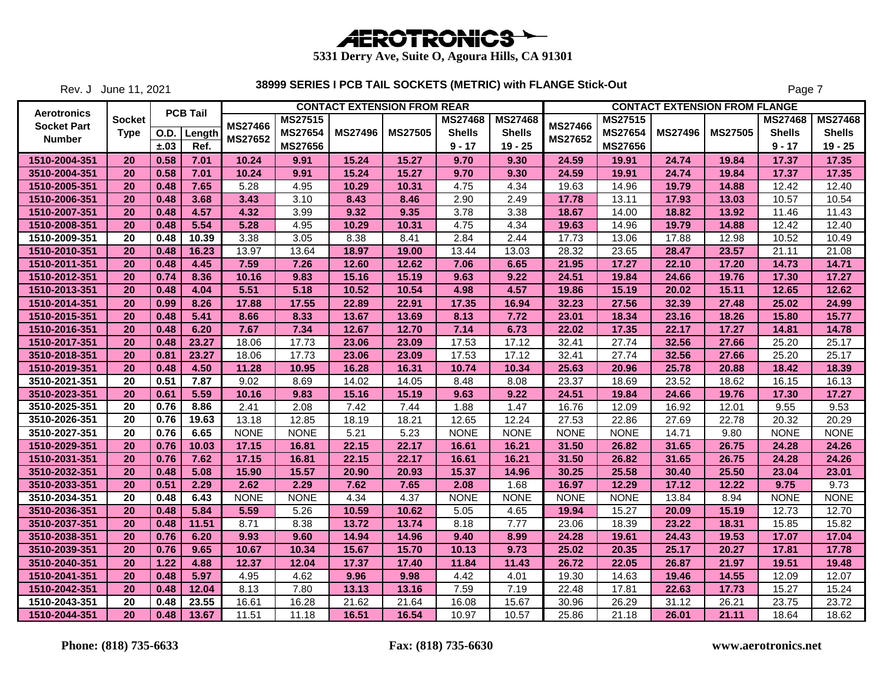# AEROTRONICS

**5331 Derry Ave, Suite O, Agoura Hills, CA 91301**

Rev. J June 11, 2021

## 38999 SERIES I PCB TAIL SOCKETS (METRIC) with FLANGE Stick-Out

| Aerotronics Socket Part Number | Socket Type | PCB Tail | | CONTACT EXTENSION FROM REAR | | | | | | CONTACT EXTENSION FROM FLANGE | | | | | |
|---|---|---|---|---|---|---|---|---|---|---|---|---|---|---|---|
| | | O.D. ±.03 | Length Ref. | MS27466 MS27652 | MS27515 MS27654 MS27656 | MS27496 | MS27505 | MS27468 Shells 9 - 17 | MS27468 Shells 19 - 25 | MS27466 MS27652 | MS27515 MS27654 MS27656 | MS27496 | MS27505 | MS27468 Shells 9 - 17 | MS27468 Shells 19 - 25 |
| 1510-2004-351 | 20 | 0.58 | 7.01 | 10.24 | 9.91 | 15.24 | 15.27 | 9.70 | 9.30 | 24.59 | 19.91 | 24.74 | 19.84 | 17.37 | 17.35 |
| 3510-2004-351 | 20 | 0.58 | 7.01 | 10.24 | 9.91 | 15.24 | 15.27 | 9.70 | 9.30 | 24.59 | 19.91 | 24.74 | 19.84 | 17.37 | 17.35 |
| 1510-2005-351 | 20 | 0.48 | 7.65 | 5.28 | 4.95 | 10.29 | 10.31 | 4.75 | 4.34 | 19.63 | 14.96 | 19.79 | 14.88 | 12.42 | 12.40 |
| 1510-2006-351 | 20 | 0.48 | 3.68 | 3.43 | 3.10 | 8.43 | 8.46 | 2.90 | 2.49 | 17.78 | 13.11 | 17.93 | 13.03 | 10.57 | 10.54 |
| 1510-2007-351 | 20 | 0.48 | 4.57 | 4.32 | 3.99 | 9.32 | 9.35 | 3.78 | 3.38 | 18.67 | 14.00 | 18.82 | 13.92 | 11.46 | 11.43 |
| 1510-2008-351 | 20 | 0.48 | 5.54 | 5.28 | 4.95 | 10.29 | 10.31 | 4.75 | 4.34 | 19.63 | 14.96 | 19.79 | 14.88 | 12.42 | 12.40 |
| 1510-2009-351 | 20 | 0.48 | 10.39 | 3.38 | 3.05 | 8.38 | 8.41 | 2.84 | 2.44 | 17.73 | 13.06 | 17.88 | 12.98 | 10.52 | 10.49 |
| 1510-2010-351 | 20 | 0.48 | 16.23 | 13.97 | 13.64 | 18.97 | 19.00 | 13.44 | 13.03 | 28.32 | 23.65 | 28.47 | 23.57 | 21.11 | 21.08 |
| 1510-2011-351 | 20 | 0.48 | 4.45 | 7.59 | 7.26 | 12.60 | 12.62 | 7.06 | 6.65 | 21.95 | 17.27 | 22.10 | 17.20 | 14.73 | 14.71 |
| 1510-2012-351 | 20 | 0.74 | 8.36 | 10.16 | 9.83 | 15.16 | 15.19 | 9.63 | 9.22 | 24.51 | 19.84 | 24.66 | 19.76 | 17.30 | 17.27 |
| 1510-2013-351 | 20 | 0.48 | 4.04 | 5.51 | 5.18 | 10.52 | 10.54 | 4.98 | 4.57 | 19.86 | 15.19 | 20.02 | 15.11 | 12.65 | 12.62 |
| 1510-2014-351 | 20 | 0.99 | 8.26 | 17.88 | 17.55 | 22.89 | 22.91 | 17.35 | 16.94 | 32.23 | 27.56 | 32.39 | 27.48 | 25.02 | 24.99 |
| 1510-2015-351 | 20 | 0.48 | 5.41 | 8.66 | 8.33 | 13.67 | 13.69 | 8.13 | 7.72 | 23.01 | 18.34 | 23.16 | 18.26 | 15.80 | 15.77 |
| 1510-2016-351 | 20 | 0.48 | 6.20 | 7.67 | 7.34 | 12.67 | 12.70 | 7.14 | 6.73 | 22.02 | 17.35 | 22.17 | 17.27 | 14.81 | 14.78 |
| 1510-2017-351 | 20 | 0.48 | 23.27 | 18.06 | 17.73 | 23.06 | 23.09 | 17.53 | 17.12 | 32.41 | 27.74 | 32.56 | 27.66 | 25.20 | 25.17 |
| 3510-2018-351 | 20 | 0.81 | 23.27 | 18.06 | 17.73 | 23.06 | 23.09 | 17.53 | 17.12 | 32.41 | 27.74 | 32.56 | 27.66 | 25.20 | 25.17 |
| 1510-2019-351 | 20 | 0.48 | 4.50 | 11.28 | 10.95 | 16.28 | 16.31 | 10.74 | 10.34 | 25.63 | 20.96 | 25.78 | 20.88 | 18.42 | 18.39 |
| 3510-2021-351 | 20 | 0.51 | 7.87 | 9.02 | 8.69 | 14.02 | 14.05 | 8.48 | 8.08 | 23.37 | 18.69 | 23.52 | 18.62 | 16.15 | 16.13 |
| 3510-2023-351 | 20 | 0.61 | 5.59 | 10.16 | 9.83 | 15.16 | 15.19 | 9.63 | 9.22 | 24.51 | 19.84 | 24.66 | 19.76 | 17.30 | 17.27 |
| 3510-2025-351 | 20 | 0.76 | 8.86 | 2.41 | 2.08 | 7.42 | 7.44 | 1.88 | 1.47 | 16.76 | 12.09 | 16.92 | 12.01 | 9.55 | 9.53 |
| 3510-2026-351 | 20 | 0.76 | 19.63 | 13.18 | 12.85 | 18.19 | 18.21 | 12.65 | 12.24 | 27.53 | 22.86 | 27.69 | 22.78 | 20.32 | 20.29 |
| 3510-2027-351 | 20 | 0.76 | 6.65 | NONE | NONE | 5.21 | 5.23 | NONE | NONE | NONE | NONE | 14.71 | 9.80 | NONE | NONE |
| 1510-2029-351 | 20 | 0.76 | 10.03 | 17.15 | 16.81 | 22.15 | 22.17 | 16.61 | 16.21 | 31.50 | 26.82 | 31.65 | 26.75 | 24.28 | 24.26 |
| 1510-2031-351 | 20 | 0.76 | 7.62 | 17.15 | 16.81 | 22.15 | 22.17 | 16.61 | 16.21 | 31.50 | 26.82 | 31.65 | 26.75 | 24.28 | 24.26 |
| 3510-2032-351 | 20 | 0.48 | 5.08 | 15.90 | 15.57 | 20.90 | 20.93 | 15.37 | 14.96 | 30.25 | 25.58 | 30.40 | 25.50 | 23.04 | 23.01 |
| 3510-2033-351 | 20 | 0.51 | 2.29 | 2.62 | 2.29 | 7.62 | 7.65 | 2.08 | 1.68 | 16.97 | 12.29 | 17.12 | 12.22 | 9.75 | 9.73 |
| 3510-2034-351 | 20 | 0.48 | 6.43 | NONE | NONE | 4.34 | 4.37 | NONE | NONE | NONE | NONE | 13.84 | 8.94 | NONE | NONE |
| 3510-2036-351 | 20 | 0.48 | 5.84 | 5.59 | 5.26 | 10.59 | 10.62 | 5.05 | 4.65 | 19.94 | 15.27 | 20.09 | 15.19 | 12.73 | 12.70 |
| 3510-2037-351 | 20 | 0.48 | 11.51 | 8.71 | 8.38 | 13.72 | 13.74 | 8.18 | 7.77 | 23.06 | 18.39 | 23.22 | 18.31 | 15.85 | 15.82 |
| 3510-2038-351 | 20 | 0.76 | 6.20 | 9.93 | 9.60 | 14.94 | 14.96 | 9.40 | 8.99 | 24.28 | 19.61 | 24.43 | 19.53 | 17.07 | 17.04 |
| 3510-2039-351 | 20 | 0.76 | 9.65 | 10.67 | 10.34 | 15.67 | 15.70 | 10.13 | 9.73 | 25.02 | 20.35 | 25.17 | 20.27 | 17.81 | 17.78 |
| 3510-2040-351 | 20 | 1.22 | 4.88 | 12.37 | 12.04 | 17.37 | 17.40 | 11.84 | 11.43 | 26.72 | 22.05 | 26.87 | 21.97 | 19.51 | 19.48 |
| 1510-2041-351 | 20 | 0.48 | 5.97 | 4.95 | 4.62 | 9.96 | 9.98 | 4.42 | 4.01 | 19.30 | 14.63 | 19.46 | 14.55 | 12.09 | 12.07 |
| 1510-2042-351 | 20 | 0.48 | 12.04 | 8.13 | 7.80 | 13.13 | 13.16 | 7.59 | 7.19 | 22.48 | 17.81 | 22.63 | 17.73 | 15.27 | 15.24 |
| 1510-2043-351 | 20 | 0.48 | 23.55 | 16.61 | 16.28 | 21.62 | 21.64 | 16.08 | 15.67 | 30.96 | 26.29 | 31.12 | 26.21 | 23.75 | 23.72 |
| 1510-2044-351 | 20 | 0.48 | 13.67 | 11.51 | 11.18 | 16.51 | 16.54 | 10.97 | 10.57 | 25.86 | 21.18 | 26.01 | 21.11 | 18.64 | 18.62 |

**Phone: (818) 735-6633** | **Fax: (818) 735-6630** | **www.aerotronics.net**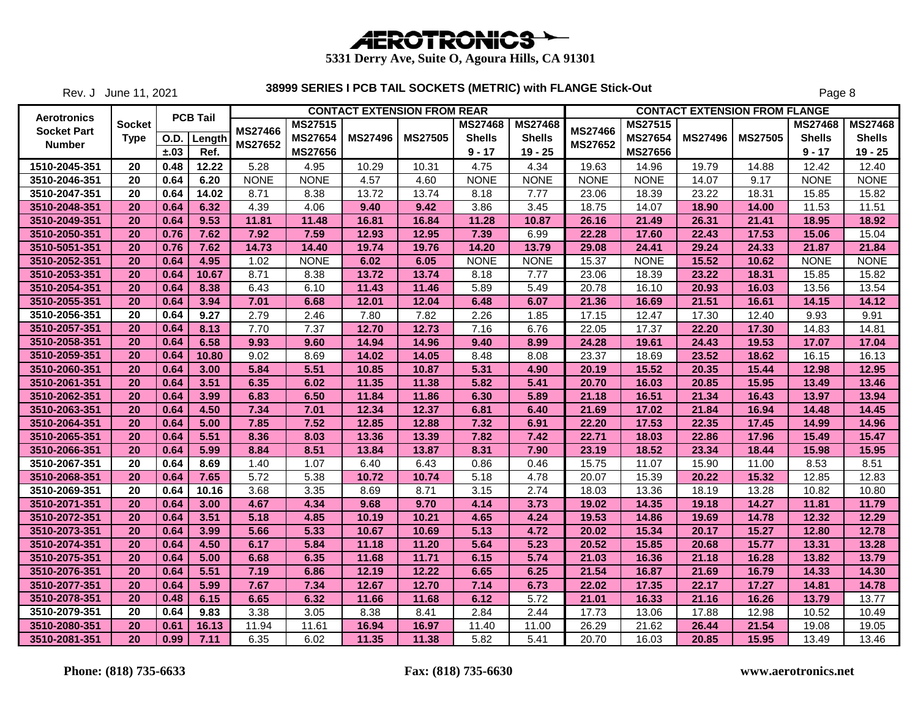# AEROTRONICS

**5331 Derry Ave, Suite O, Agoura Hills, CA 91301**

Rev. J June 11, 2021

## 38999 SERIES I PCB TAIL SOCKETS (METRIC) with FLANGE Stick-Out

| Aerotronics Socket Part Number | Socket Type | PCB Tail | | CONTACT EXTENSION FROM REAR | | | | | | CONTACT EXTENSION FROM FLANGE | | | | | |
|---|---|---|---|---|---|---|---|---|---|---|---|---|---|---|---|
| | | O.D. ±.03 | Length Ref. | MS27466 MS27652 | MS27515 MS27654 MS27656 | MS27496 | MS27505 | MS27468 Shells 9 - 17 | MS27468 Shells 19 - 25 | MS27466 MS27652 | MS27515 MS27654 MS27656 | MS27496 | MS27505 | MS27468 Shells 9 - 17 | MS27468 Shells 19 - 25 |
| 1510-2045-351 | 20 | 0.48 | 12.22 | 5.28 | 4.95 | 10.29 | 10.31 | 4.75 | 4.34 | 19.63 | 14.96 | 19.79 | 14.88 | 12.42 | 12.40 |
| 3510-2046-351 | 20 | 0.64 | 6.20 | NONE | NONE | 4.57 | 4.60 | NONE | NONE | NONE | NONE | 14.07 | 9.17 | NONE | NONE |
| 3510-2047-351 | 20 | 0.64 | 14.02 | 8.71 | 8.38 | 13.72 | 13.74 | 8.18 | 7.77 | 23.06 | 18.39 | 23.22 | 18.31 | 15.85 | 15.82 |
| 3510-2048-351 | 20 | 0.64 | 6.32 | 4.39 | 4.06 | 9.40 | 9.42 | 3.86 | 3.45 | 18.75 | 14.07 | 18.90 | 14.00 | 11.53 | 11.51 |
| 3510-2049-351 | 20 | 0.64 | 9.53 | 11.81 | 11.48 | 16.81 | 16.84 | 11.28 | 10.87 | 26.16 | 21.49 | 26.31 | 21.41 | 18.95 | 18.92 |
| 3510-2050-351 | 20 | 0.76 | 7.62 | 7.92 | 7.59 | 12.93 | 12.95 | 7.39 | 6.99 | 22.28 | 17.60 | 22.43 | 17.53 | 15.06 | 15.04 |
| 3510-5051-351 | 20 | 0.76 | 7.62 | 14.73 | 14.40 | 19.74 | 19.76 | 14.20 | 13.79 | 29.08 | 24.41 | 29.24 | 24.33 | 21.87 | 21.84 |
| 3510-2052-351 | 20 | 0.64 | 4.95 | 1.02 | NONE | 6.02 | 6.05 | NONE | NONE | 15.37 | NONE | 15.52 | 10.62 | NONE | NONE |
| 3510-2053-351 | 20 | 0.64 | 10.67 | 8.71 | 8.38 | 13.72 | 13.74 | 8.18 | 7.77 | 23.06 | 18.39 | 23.22 | 18.31 | 15.85 | 15.82 |
| 3510-2054-351 | 20 | 0.64 | 8.38 | 6.43 | 6.10 | 11.43 | 11.46 | 5.89 | 5.49 | 20.78 | 16.10 | 20.93 | 16.03 | 13.56 | 13.54 |
| 3510-2055-351 | 20 | 0.64 | 3.94 | 7.01 | 6.68 | 12.01 | 12.04 | 6.48 | 6.07 | 21.36 | 16.69 | 21.51 | 16.61 | 14.15 | 14.12 |
| 3510-2056-351 | 20 | 0.64 | 9.27 | 2.79 | 2.46 | 7.80 | 7.82 | 2.26 | 1.85 | 17.15 | 12.47 | 17.30 | 12.40 | 9.93 | 9.91 |
| 3510-2057-351 | 20 | 0.64 | 8.13 | 7.70 | 7.37 | 12.70 | 12.73 | 7.16 | 6.76 | 22.05 | 17.37 | 22.20 | 17.30 | 14.83 | 14.81 |
| 3510-2058-351 | 20 | 0.64 | 6.58 | 9.93 | 9.60 | 14.94 | 14.96 | 9.40 | 8.99 | 24.28 | 19.61 | 24.43 | 19.53 | 17.07 | 17.04 |
| 3510-2059-351 | 20 | 0.64 | 10.80 | 9.02 | 8.69 | 14.02 | 14.05 | 8.48 | 8.08 | 23.37 | 18.69 | 23.52 | 18.62 | 16.15 | 16.13 |
| 3510-2060-351 | 20 | 0.64 | 3.00 | 5.84 | 5.51 | 10.85 | 10.87 | 5.31 | 4.90 | 20.19 | 15.52 | 20.35 | 15.44 | 12.98 | 12.95 |
| 3510-2061-351 | 20 | 0.64 | 3.51 | 6.35 | 6.02 | 11.35 | 11.38 | 5.82 | 5.41 | 20.70 | 16.03 | 20.85 | 15.95 | 13.49 | 13.46 |
| 3510-2062-351 | 20 | 0.64 | 3.99 | 6.83 | 6.50 | 11.84 | 11.86 | 6.30 | 5.89 | 21.18 | 16.51 | 21.34 | 16.43 | 13.97 | 13.94 |
| 3510-2063-351 | 20 | 0.64 | 4.50 | 7.34 | 7.01 | 12.34 | 12.37 | 6.81 | 6.40 | 21.69 | 17.02 | 21.84 | 16.94 | 14.48 | 14.45 |
| 3510-2064-351 | 20 | 0.64 | 5.00 | 7.85 | 7.52 | 12.85 | 12.88 | 7.32 | 6.91 | 22.20 | 17.53 | 22.35 | 17.45 | 14.99 | 14.96 |
| 3510-2065-351 | 20 | 0.64 | 5.51 | 8.36 | 8.03 | 13.36 | 13.39 | 7.82 | 7.42 | 22.71 | 18.03 | 22.86 | 17.96 | 15.49 | 15.47 |
| 3510-2066-351 | 20 | 0.64 | 5.99 | 8.84 | 8.51 | 13.84 | 13.87 | 8.31 | 7.90 | 23.19 | 18.52 | 23.34 | 18.44 | 15.98 | 15.95 |
| 3510-2067-351 | 20 | 0.64 | 8.69 | 1.40 | 1.07 | 6.40 | 6.43 | 0.86 | 0.46 | 15.75 | 11.07 | 15.90 | 11.00 | 8.53 | 8.51 |
| 3510-2068-351 | 20 | 0.64 | 7.65 | 5.72 | 5.38 | 10.72 | 10.74 | 5.18 | 4.78 | 20.07 | 15.39 | 20.22 | 15.32 | 12.85 | 12.83 |
| 3510-2069-351 | 20 | 0.64 | 10.16 | 3.68 | 3.35 | 8.69 | 8.71 | 3.15 | 2.74 | 18.03 | 13.36 | 18.19 | 13.28 | 10.82 | 10.80 |
| 3510-2071-351 | 20 | 0.64 | 3.00 | 4.67 | 4.34 | 9.68 | 9.70 | 4.14 | 3.73 | 19.02 | 14.35 | 19.18 | 14.27 | 11.81 | 11.79 |
| 3510-2072-351 | 20 | 0.64 | 3.51 | 5.18 | 4.85 | 10.19 | 10.21 | 4.65 | 4.24 | 19.53 | 14.86 | 19.69 | 14.78 | 12.32 | 12.29 |
| 3510-2073-351 | 20 | 0.64 | 3.99 | 5.66 | 5.33 | 10.67 | 10.69 | 5.13 | 4.72 | 20.02 | 15.34 | 20.17 | 15.27 | 12.80 | 12.78 |
| 3510-2074-351 | 20 | 0.64 | 4.50 | 6.17 | 5.84 | 11.18 | 11.20 | 5.64 | 5.23 | 20.52 | 15.85 | 20.68 | 15.77 | 13.31 | 13.28 |
| 3510-2075-351 | 20 | 0.64 | 5.00 | 6.68 | 6.35 | 11.68 | 11.71 | 6.15 | 5.74 | 21.03 | 16.36 | 21.18 | 16.28 | 13.82 | 13.79 |
| 3510-2076-351 | 20 | 0.64 | 5.51 | 7.19 | 6.86 | 12.19 | 12.22 | 6.65 | 6.25 | 21.54 | 16.87 | 21.69 | 16.79 | 14.33 | 14.30 |
| 3510-2077-351 | 20 | 0.64 | 5.99 | 7.67 | 7.34 | 12.67 | 12.70 | 7.14 | 6.73 | 22.02 | 17.35 | 22.17 | 17.27 | 14.81 | 14.78 |
| 3510-2078-351 | 20 | 0.48 | 6.15 | 6.65 | 6.32 | 11.66 | 11.68 | 6.12 | 5.72 | 21.01 | 16.33 | 21.16 | 16.26 | 13.79 | 13.77 |
| 3510-2079-351 | 20 | 0.64 | 9.83 | 3.38 | 3.05 | 8.38 | 8.41 | 2.84 | 2.44 | 17.73 | 13.06 | 17.88 | 12.98 | 10.52 | 10.49 |
| 3510-2080-351 | 20 | 0.61 | 16.13 | 11.94 | 11.61 | 16.94 | 16.97 | 11.40 | 11.00 | 26.29 | 21.62 | 26.44 | 21.54 | 19.08 | 19.05 |
| 3510-2081-351 | 20 | 0.99 | 7.11 | 6.35 | 6.02 | 11.35 | 11.38 | 5.82 | 5.41 | 20.70 | 16.03 | 20.85 | 15.95 | 13.49 | 13.46 |

**Phone: (818) 735-6633** **Fax: (818) 735-6630** **www.aerotronics.net**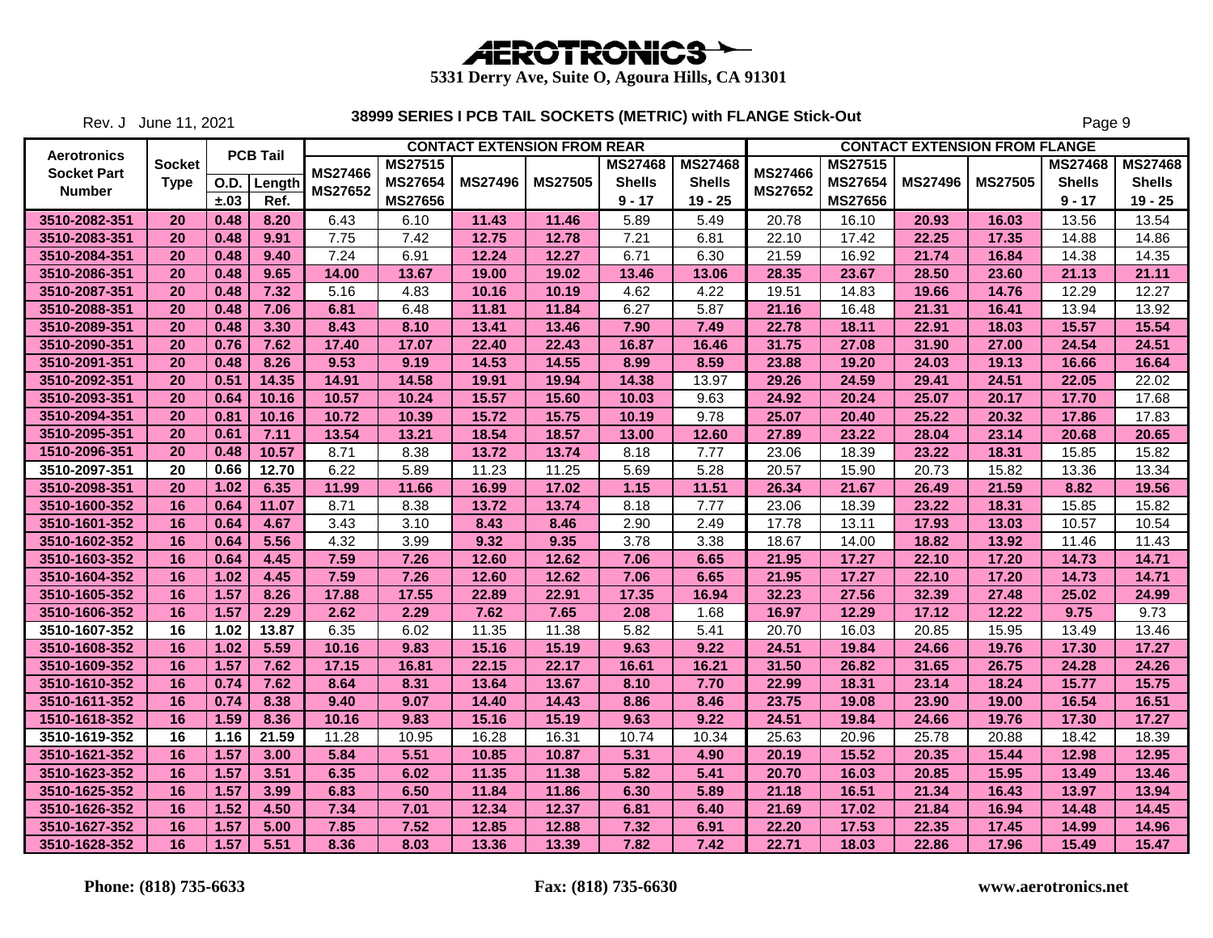# AEROTRONICS

**5331 Derry Ave, Suite O, Agoura Hills, CA 91301**

Rev. J June 11, 2021

## 38999 SERIES I PCB TAIL SOCKETS (METRIC) with FLANGE Stick-Out

| Aerotronics Socket Part Number | Socket Type | PCB Tail O.D. ±.03 | PCB Tail Length Ref. | CONTACT EXTENSION FROM REAR MS27466 MS27652 | MS27515 MS27654 MS27656 | MS27496 | MS27505 | MS27468 Shells 9 - 17 | MS27468 Shells 19 - 25 | CONTACT EXTENSION FROM FLANGE MS27466 MS27652 | MS27515 MS27654 MS27656 | MS27496 | MS27505 | MS27468 Shells 9 - 17 | MS27468 Shells 19 - 25 |
|---|---|---|---|---|---|---|---|---|---|---|---|---|---|---|---|
| 3510-2082-351 | 20 | 0.48 | 8.20 | 6.43 | 6.10 | 11.43 | 11.46 | 5.89 | 5.49 | 20.78 | 16.10 | 20.93 | 16.03 | 13.56 | 13.54 |
| 3510-2083-351 | 20 | 0.48 | 9.91 | 7.75 | 7.42 | 12.75 | 12.78 | 7.21 | 6.81 | 22.10 | 17.42 | 22.25 | 17.35 | 14.88 | 14.86 |
| 3510-2084-351 | 20 | 0.48 | 9.40 | 7.24 | 6.91 | 12.24 | 12.27 | 6.71 | 6.30 | 21.59 | 16.92 | 21.74 | 16.84 | 14.38 | 14.35 |
| 3510-2086-351 | 20 | 0.48 | 9.65 | 14.00 | 13.67 | 19.00 | 19.02 | 13.46 | 13.06 | 28.35 | 23.67 | 28.50 | 23.60 | 21.13 | 21.11 |
| 3510-2087-351 | 20 | 0.48 | 7.32 | 5.16 | 4.83 | 10.16 | 10.19 | 4.62 | 4.22 | 19.51 | 14.83 | 19.66 | 14.76 | 12.29 | 12.27 |
| 3510-2088-351 | 20 | 0.48 | 7.06 | 6.81 | 6.48 | 11.81 | 11.84 | 6.27 | 5.87 | 21.16 | 16.48 | 21.31 | 16.41 | 13.94 | 13.92 |
| 3510-2089-351 | 20 | 0.48 | 3.30 | 8.43 | 8.10 | 13.41 | 13.46 | 7.90 | 7.49 | 22.78 | 18.11 | 22.91 | 18.03 | 15.57 | 15.54 |
| 3510-2090-351 | 20 | 0.76 | 7.62 | 17.40 | 17.07 | 22.40 | 22.43 | 16.87 | 16.46 | 31.75 | 27.08 | 31.90 | 27.00 | 24.54 | 24.51 |
| 3510-2091-351 | 20 | 0.48 | 8.26 | 9.53 | 9.19 | 14.53 | 14.55 | 8.99 | 8.59 | 23.88 | 19.20 | 24.03 | 19.13 | 16.66 | 16.64 |
| 3510-2092-351 | 20 | 0.51 | 14.35 | 14.91 | 14.58 | 19.91 | 19.94 | 14.38 | 13.97 | 29.26 | 24.59 | 29.41 | 24.51 | 22.05 | 22.02 |
| 3510-2093-351 | 20 | 0.64 | 10.16 | 10.57 | 10.24 | 15.57 | 15.60 | 10.03 | 9.63 | 24.92 | 20.24 | 25.07 | 20.17 | 17.70 | 17.68 |
| 3510-2094-351 | 20 | 0.81 | 10.16 | 10.72 | 10.39 | 15.72 | 15.75 | 10.19 | 9.78 | 25.07 | 20.40 | 25.22 | 20.32 | 17.86 | 17.83 |
| 3510-2095-351 | 20 | 0.61 | 7.11 | 13.54 | 13.21 | 18.54 | 18.57 | 13.00 | 12.60 | 27.89 | 23.22 | 28.04 | 23.14 | 20.68 | 20.65 |
| 1510-2096-351 | 20 | 0.48 | 10.57 | 8.71 | 8.38 | 13.72 | 13.74 | 8.18 | 7.77 | 23.06 | 18.39 | 23.22 | 18.31 | 15.85 | 15.82 |
| 3510-2097-351 | 20 | 0.66 | 12.70 | 6.22 | 5.89 | 11.23 | 11.25 | 5.69 | 5.28 | 20.57 | 15.90 | 20.73 | 15.82 | 13.36 | 13.34 |
| 3510-2098-351 | 20 | 1.02 | 6.35 | 11.99 | 11.66 | 16.99 | 17.02 | 1.15 | 11.51 | 26.34 | 21.67 | 26.49 | 21.59 | 8.82 | 19.56 |
| 3510-1600-352 | 16 | 0.64 | 11.07 | 8.71 | 8.38 | 13.72 | 13.74 | 8.18 | 7.77 | 23.06 | 18.39 | 23.22 | 18.31 | 15.85 | 15.82 |
| 3510-1601-352 | 16 | 0.64 | 4.67 | 3.43 | 3.10 | 8.43 | 8.46 | 2.90 | 2.49 | 17.78 | 13.11 | 17.93 | 13.03 | 10.57 | 10.54 |
| 3510-1602-352 | 16 | 0.64 | 5.56 | 4.32 | 3.99 | 9.32 | 9.35 | 3.78 | 3.38 | 18.67 | 14.00 | 18.82 | 13.92 | 11.46 | 11.43 |
| 3510-1603-352 | 16 | 0.64 | 4.45 | 7.59 | 7.26 | 12.60 | 12.62 | 7.06 | 6.65 | 21.95 | 17.27 | 22.10 | 17.20 | 14.73 | 14.71 |
| 3510-1604-352 | 16 | 1.02 | 4.45 | 7.59 | 7.26 | 12.60 | 12.62 | 7.06 | 6.65 | 21.95 | 17.27 | 22.10 | 17.20 | 14.73 | 14.71 |
| 3510-1605-352 | 16 | 1.57 | 8.26 | 17.88 | 17.55 | 22.89 | 22.91 | 17.35 | 16.94 | 32.23 | 27.56 | 32.39 | 27.48 | 25.02 | 24.99 |
| 3510-1606-352 | 16 | 1.57 | 2.29 | 2.62 | 2.29 | 7.62 | 7.65 | 2.08 | 1.68 | 16.97 | 12.29 | 17.12 | 12.22 | 9.75 | 9.73 |
| 3510-1607-352 | 16 | 1.02 | 13.87 | 6.35 | 6.02 | 11.35 | 11.38 | 5.82 | 5.41 | 20.70 | 16.03 | 20.85 | 15.95 | 13.49 | 13.46 |
| 3510-1608-352 | 16 | 1.02 | 5.59 | 10.16 | 9.83 | 15.16 | 15.19 | 9.63 | 9.22 | 24.51 | 19.84 | 24.66 | 19.76 | 17.30 | 17.27 |
| 3510-1609-352 | 16 | 1.57 | 7.62 | 17.15 | 16.81 | 22.15 | 22.17 | 16.61 | 16.21 | 31.50 | 26.82 | 31.65 | 26.75 | 24.28 | 24.26 |
| 3510-1610-352 | 16 | 0.74 | 7.62 | 8.64 | 8.31 | 13.64 | 13.67 | 8.10 | 7.70 | 22.99 | 18.31 | 23.14 | 18.24 | 15.77 | 15.75 |
| 3510-1611-352 | 16 | 0.74 | 8.38 | 9.40 | 9.07 | 14.40 | 14.43 | 8.86 | 8.46 | 23.75 | 19.08 | 23.90 | 19.00 | 16.54 | 16.51 |
| 1510-1618-352 | 16 | 1.59 | 8.36 | 10.16 | 9.83 | 15.16 | 15.19 | 9.63 | 9.22 | 24.51 | 19.84 | 24.66 | 19.76 | 17.30 | 17.27 |
| 3510-1619-352 | 16 | 1.16 | 21.59 | 11.28 | 10.95 | 16.28 | 16.31 | 10.74 | 10.34 | 25.63 | 20.96 | 25.78 | 20.88 | 18.42 | 18.39 |
| 3510-1621-352 | 16 | 1.57 | 3.00 | 5.84 | 5.51 | 10.85 | 10.87 | 5.31 | 4.90 | 20.19 | 15.52 | 20.35 | 15.44 | 12.98 | 12.95 |
| 3510-1623-352 | 16 | 1.57 | 3.51 | 6.35 | 6.02 | 11.35 | 11.38 | 5.82 | 5.41 | 20.70 | 16.03 | 20.85 | 15.95 | 13.49 | 13.46 |
| 3510-1625-352 | 16 | 1.57 | 3.99 | 6.83 | 6.50 | 11.84 | 11.86 | 6.30 | 5.89 | 21.18 | 16.51 | 21.34 | 16.43 | 13.97 | 13.94 |
| 3510-1626-352 | 16 | 1.52 | 4.50 | 7.34 | 7.01 | 12.34 | 12.37 | 6.81 | 6.40 | 21.69 | 17.02 | 21.84 | 16.94 | 14.48 | 14.45 |
| 3510-1627-352 | 16 | 1.57 | 5.00 | 7.85 | 7.52 | 12.85 | 12.88 | 7.32 | 6.91 | 22.20 | 17.53 | 22.35 | 17.45 | 14.99 | 14.96 |
| 3510-1628-352 | 16 | 1.57 | 5.51 | 8.36 | 8.03 | 13.36 | 13.39 | 7.82 | 7.42 | 22.71 | 18.03 | 22.86 | 17.96 | 15.49 | 15.47 |

**Phone: (818) 735-6633** | **Fax: (818) 735-6630** | **www.aerotronics.net**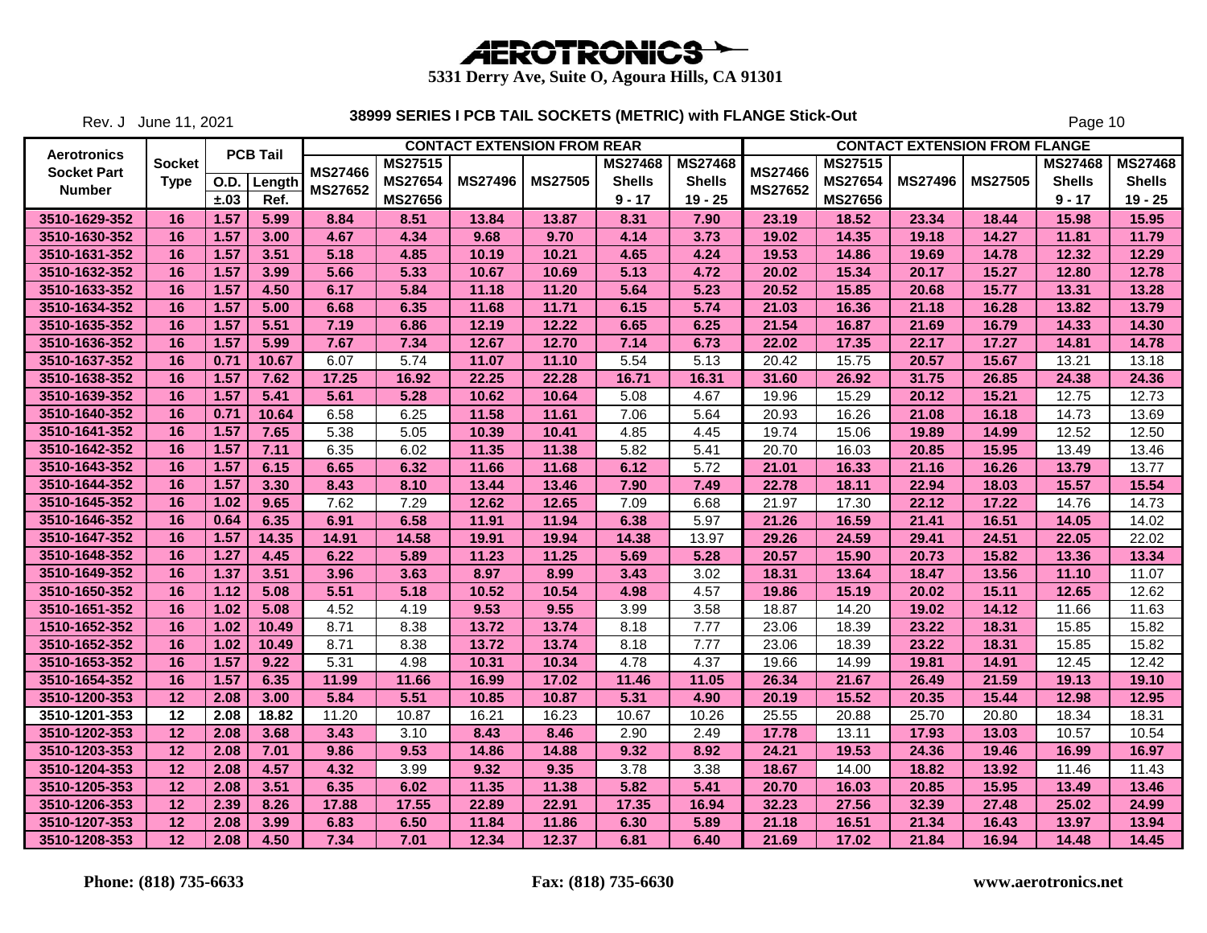# AEROTRONICS

**5331 Derry Ave, Suite O, Agoura Hills, CA 91301**

Rev. J June 11, 2021

## 38999 SERIES I PCB TAIL SOCKETS (METRIC) with FLANGE Stick-Out

| Aerotronics Socket Part Number | Socket Type | PCB Tail | | CONTACT EXTENSION FROM REAR | | | | | | CONTACT EXTENSION FROM FLANGE | | | | | |
|---|---|---|---|---|---|---|---|---|---|---|---|---|---|---|---|
| | | O.D. ±.03 | Length Ref. | MS27466 MS27652 | MS27515 MS27654 MS27656 | MS27496 | MS27505 | MS27468 Shells 9 - 17 | MS27468 Shells 19 - 25 | MS27466 MS27652 | MS27515 MS27654 MS27656 | MS27496 | MS27505 | MS27468 Shells 9 - 17 | MS27468 Shells 19 - 25 |
| 3510-1629-352 | 16 | 1.57 | 5.99 | 8.84 | 8.51 | 13.84 | 13.87 | 8.31 | 7.90 | 23.19 | 18.52 | 23.34 | 18.44 | 15.98 | 15.95 |
| 3510-1630-352 | 16 | 1.57 | 3.00 | 4.67 | 4.34 | 9.68 | 9.70 | 4.14 | 3.73 | 19.02 | 14.35 | 19.18 | 14.27 | 11.81 | 11.79 |
| 3510-1631-352 | 16 | 1.57 | 3.51 | 5.18 | 4.85 | 10.19 | 10.21 | 4.65 | 4.24 | 19.53 | 14.86 | 19.69 | 14.78 | 12.32 | 12.29 |
| 3510-1632-352 | 16 | 1.57 | 3.99 | 5.66 | 5.33 | 10.67 | 10.69 | 5.13 | 4.72 | 20.02 | 15.34 | 20.17 | 15.27 | 12.80 | 12.78 |
| 3510-1633-352 | 16 | 1.57 | 4.50 | 6.17 | 5.84 | 11.18 | 11.20 | 5.64 | 5.23 | 20.52 | 15.85 | 20.68 | 15.77 | 13.31 | 13.28 |
| 3510-1634-352 | 16 | 1.57 | 5.00 | 6.68 | 6.35 | 11.68 | 11.71 | 6.15 | 5.74 | 21.03 | 16.36 | 21.18 | 16.28 | 13.82 | 13.79 |
| 3510-1635-352 | 16 | 1.57 | 5.51 | 7.19 | 6.86 | 12.19 | 12.22 | 6.65 | 6.25 | 21.54 | 16.87 | 21.69 | 16.79 | 14.33 | 14.30 |
| 3510-1636-352 | 16 | 1.57 | 5.99 | 7.67 | 7.34 | 12.67 | 12.70 | 7.14 | 6.73 | 22.02 | 17.35 | 22.17 | 17.27 | 14.81 | 14.78 |
| 3510-1637-352 | 16 | 0.71 | 10.67 | 6.07 | 5.74 | 11.07 | 11.10 | 5.54 | 5.13 | 20.42 | 15.75 | 20.57 | 15.67 | 13.21 | 13.18 |
| 3510-1638-352 | 16 | 1.57 | 7.62 | 17.25 | 16.92 | 22.25 | 22.28 | 16.71 | 16.31 | 31.60 | 26.92 | 31.75 | 26.85 | 24.38 | 24.36 |
| 3510-1639-352 | 16 | 1.57 | 5.41 | 5.61 | 5.28 | 10.62 | 10.64 | 5.08 | 4.67 | 19.96 | 15.29 | 20.12 | 15.21 | 12.75 | 12.73 |
| 3510-1640-352 | 16 | 0.71 | 10.64 | 6.58 | 6.25 | 11.58 | 11.61 | 7.06 | 5.64 | 20.93 | 16.26 | 21.08 | 16.18 | 14.73 | 13.69 |
| 3510-1641-352 | 16 | 1.57 | 7.65 | 5.38 | 5.05 | 10.39 | 10.41 | 4.85 | 4.45 | 19.74 | 15.06 | 19.89 | 14.99 | 12.52 | 12.50 |
| 3510-1642-352 | 16 | 1.57 | 7.11 | 6.35 | 6.02 | 11.35 | 11.38 | 5.82 | 5.41 | 20.70 | 16.03 | 20.85 | 15.95 | 13.49 | 13.46 |
| 3510-1643-352 | 16 | 1.57 | 6.15 | 6.65 | 6.32 | 11.66 | 11.68 | 6.12 | 5.72 | 21.01 | 16.33 | 21.16 | 16.26 | 13.79 | 13.77 |
| 3510-1644-352 | 16 | 1.57 | 3.30 | 8.43 | 8.10 | 13.44 | 13.46 | 7.90 | 7.49 | 22.78 | 18.11 | 22.94 | 18.03 | 15.57 | 15.54 |
| 3510-1645-352 | 16 | 1.02 | 9.65 | 7.62 | 7.29 | 12.62 | 12.65 | 7.09 | 6.68 | 21.97 | 17.30 | 22.12 | 17.22 | 14.76 | 14.73 |
| 3510-1646-352 | 16 | 0.64 | 6.35 | 6.91 | 6.58 | 11.91 | 11.94 | 6.38 | 5.97 | 21.26 | 16.59 | 21.41 | 16.51 | 14.05 | 14.02 |
| 3510-1647-352 | 16 | 1.57 | 14.35 | 14.91 | 14.58 | 19.91 | 19.94 | 14.38 | 13.97 | 29.26 | 24.59 | 29.41 | 24.51 | 22.05 | 22.02 |
| 3510-1648-352 | 16 | 1.27 | 4.45 | 6.22 | 5.89 | 11.23 | 11.25 | 5.69 | 5.28 | 20.57 | 15.90 | 20.73 | 15.82 | 13.36 | 13.34 |
| 3510-1649-352 | 16 | 1.37 | 3.51 | 3.96 | 3.63 | 8.97 | 8.99 | 3.43 | 3.02 | 18.31 | 13.64 | 18.47 | 13.56 | 11.10 | 11.07 |
| 3510-1650-352 | 16 | 1.12 | 5.08 | 5.51 | 5.18 | 10.52 | 10.54 | 4.98 | 4.57 | 19.86 | 15.19 | 20.02 | 15.11 | 12.65 | 12.62 |
| 3510-1651-352 | 16 | 1.02 | 5.08 | 4.52 | 4.19 | 9.53 | 9.55 | 3.99 | 3.58 | 18.87 | 14.20 | 19.02 | 14.12 | 11.66 | 11.63 |
| 1510-1652-352 | 16 | 1.02 | 10.49 | 8.71 | 8.38 | 13.72 | 13.74 | 8.18 | 7.77 | 23.06 | 18.39 | 23.22 | 18.31 | 15.85 | 15.82 |
| 3510-1652-352 | 16 | 1.02 | 10.49 | 8.71 | 8.38 | 13.72 | 13.74 | 8.18 | 7.77 | 23.06 | 18.39 | 23.22 | 18.31 | 15.85 | 15.82 |
| 3510-1653-352 | 16 | 1.57 | 9.22 | 5.31 | 4.98 | 10.31 | 10.34 | 4.78 | 4.37 | 19.66 | 14.99 | 19.81 | 14.91 | 12.45 | 12.42 |
| 3510-1654-352 | 16 | 1.57 | 6.35 | 11.99 | 11.66 | 16.99 | 17.02 | 11.46 | 11.05 | 26.34 | 21.67 | 26.49 | 21.59 | 19.13 | 19.10 |
| 3510-1200-353 | 12 | 2.08 | 3.00 | 5.84 | 5.51 | 10.85 | 10.87 | 5.31 | 4.90 | 20.19 | 15.52 | 20.35 | 15.44 | 12.98 | 12.95 |
| 3510-1201-353 | 12 | 2.08 | 18.82 | 11.20 | 10.87 | 16.21 | 16.23 | 10.67 | 10.26 | 25.55 | 20.88 | 25.70 | 20.80 | 18.34 | 18.31 |
| 3510-1202-353 | 12 | 2.08 | 3.68 | 3.43 | 3.10 | 8.43 | 8.46 | 2.90 | 2.49 | 17.78 | 13.11 | 17.93 | 13.03 | 10.57 | 10.54 |
| 3510-1203-353 | 12 | 2.08 | 7.01 | 9.86 | 9.53 | 14.86 | 14.88 | 9.32 | 8.92 | 24.21 | 19.53 | 24.36 | 19.46 | 16.99 | 16.97 |
| 3510-1204-353 | 12 | 2.08 | 4.57 | 4.32 | 3.99 | 9.32 | 9.35 | 3.78 | 3.38 | 18.67 | 14.00 | 18.82 | 13.92 | 11.46 | 11.43 |
| 3510-1205-353 | 12 | 2.08 | 3.51 | 6.35 | 6.02 | 11.35 | 11.38 | 5.82 | 5.41 | 20.70 | 16.03 | 20.85 | 15.95 | 13.49 | 13.46 |
| 3510-1206-353 | 12 | 2.39 | 8.26 | 17.88 | 17.55 | 22.89 | 22.91 | 17.35 | 16.94 | 32.23 | 27.56 | 32.39 | 27.48 | 25.02 | 24.99 |
| 3510-1207-353 | 12 | 2.08 | 3.99 | 6.83 | 6.50 | 11.84 | 11.86 | 6.30 | 5.89 | 21.18 | 16.51 | 21.34 | 16.43 | 13.97 | 13.94 |
| 3510-1208-353 | 12 | 2.08 | 4.50 | 7.34 | 7.01 | 12.34 | 12.37 | 6.81 | 6.40 | 21.69 | 17.02 | 21.84 | 16.94 | 14.48 | 14.45 |

**Phone: (818) 735-6633** **Fax: (818) 735-6630** **www.aerotronics.net**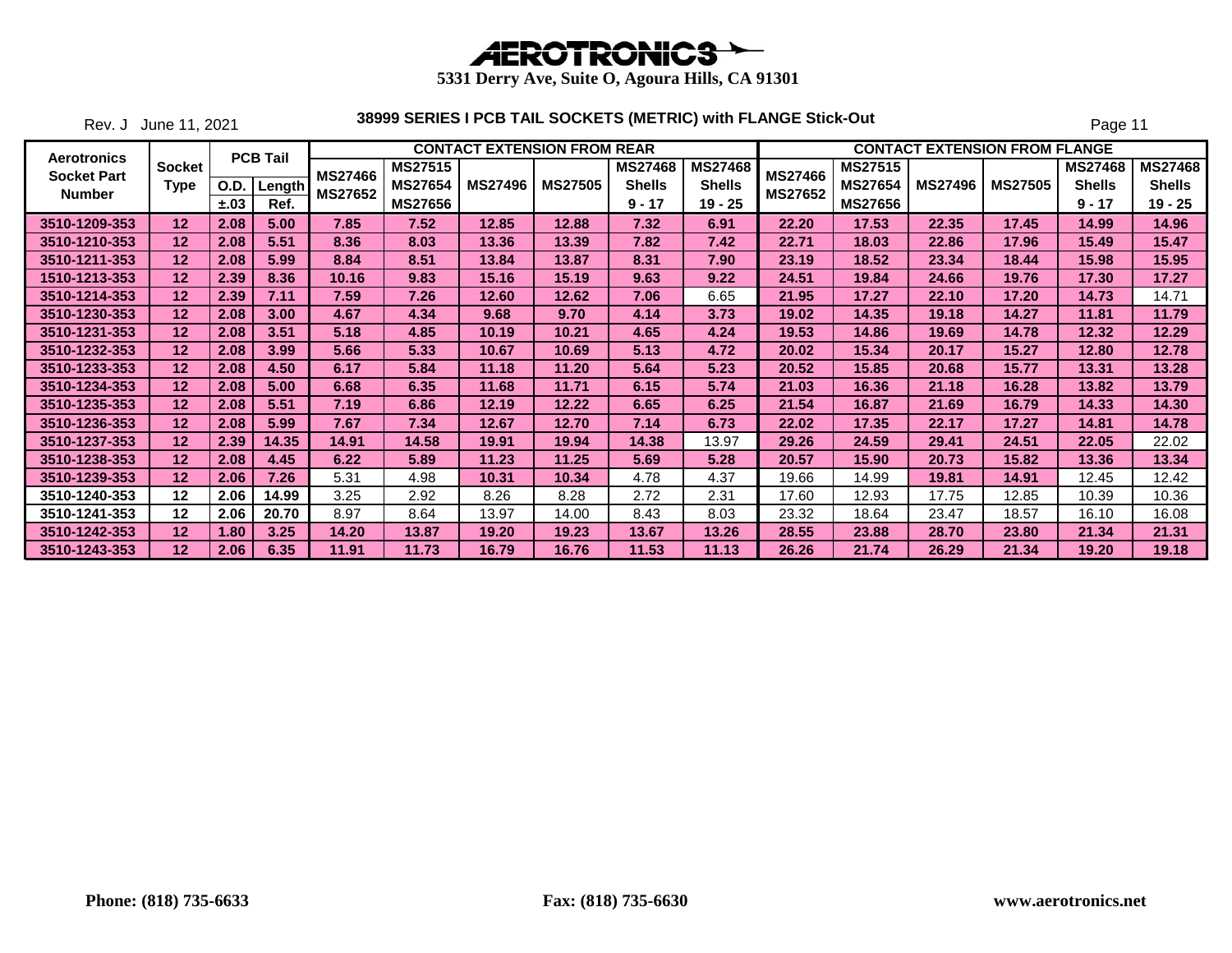# AEROTRONICS

**5331 Derry Ave, Suite O, Agoura Hills, CA 91301**

Rev. J June 11, 2021

## 38999 SERIES I PCB TAIL SOCKETS (METRIC) with FLANGE Stick-Out

| Aerotronics Socket Part Number | Socket Type | PCB Tail | | CONTACT EXTENSION FROM REAR | | | | | | CONTACT EXTENSION FROM FLANGE | | | | | |
|---|---|---|---|---|---|---|---|---|---|---|---|---|---|---|---|
| | | O.D. ±.03 | Length Ref. | MS27466 MS27652 | MS27515 MS27654 MS27656 | MS27496 | MS27505 | MS27468 Shells 9 - 17 | MS27468 Shells 19 - 25 | MS27466 MS27652 | MS27515 MS27654 MS27656 | MS27496 | MS27505 | MS27468 Shells 9 - 17 | MS27468 Shells 19 - 25 |
| 3510-1209-353 | 12 | 2.08 | 5.00 | 7.85 | 7.52 | 12.85 | 12.88 | 7.32 | 6.91 | 22.20 | 17.53 | 22.35 | 17.45 | 14.99 | 14.96 |
| 3510-1210-353 | 12 | 2.08 | 5.51 | 8.36 | 8.03 | 13.36 | 13.39 | 7.82 | 7.42 | 22.71 | 18.03 | 22.86 | 17.96 | 15.49 | 15.47 |
| 3510-1211-353 | 12 | 2.08 | 5.99 | 8.84 | 8.51 | 13.84 | 13.87 | 8.31 | 7.90 | 23.19 | 18.52 | 23.34 | 18.44 | 15.98 | 15.95 |
| 1510-1213-353 | 12 | 2.39 | 8.36 | 10.16 | 9.83 | 15.16 | 15.19 | 9.63 | 9.22 | 24.51 | 19.84 | 24.66 | 19.76 | 17.30 | 17.27 |
| 3510-1214-353 | 12 | 2.39 | 7.11 | 7.59 | 7.26 | 12.60 | 12.62 | 7.06 | 6.65 | 21.95 | 17.27 | 22.10 | 17.20 | 14.73 | 14.71 |
| 3510-1230-353 | 12 | 2.08 | 3.00 | 4.67 | 4.34 | 9.68 | 9.70 | 4.14 | 3.73 | 19.02 | 14.35 | 19.18 | 14.27 | 11.81 | 11.79 |
| 3510-1231-353 | 12 | 2.08 | 3.51 | 5.18 | 4.85 | 10.19 | 10.21 | 4.65 | 4.24 | 19.53 | 14.86 | 19.69 | 14.78 | 12.32 | 12.29 |
| 3510-1232-353 | 12 | 2.08 | 3.99 | 5.66 | 5.33 | 10.67 | 10.69 | 5.13 | 4.72 | 20.02 | 15.34 | 20.17 | 15.27 | 12.80 | 12.78 |
| 3510-1233-353 | 12 | 2.08 | 4.50 | 6.17 | 5.84 | 11.18 | 11.20 | 5.64 | 5.23 | 20.52 | 15.85 | 20.68 | 15.77 | 13.31 | 13.28 |
| 3510-1234-353 | 12 | 2.08 | 5.00 | 6.68 | 6.35 | 11.68 | 11.71 | 6.15 | 5.74 | 21.03 | 16.36 | 21.18 | 16.28 | 13.82 | 13.79 |
| 3510-1235-353 | 12 | 2.08 | 5.51 | 7.19 | 6.86 | 12.19 | 12.22 | 6.65 | 6.25 | 21.54 | 16.87 | 21.69 | 16.79 | 14.33 | 14.30 |
| 3510-1236-353 | 12 | 2.08 | 5.99 | 7.67 | 7.34 | 12.67 | 12.70 | 7.14 | 6.73 | 22.02 | 17.35 | 22.17 | 17.27 | 14.81 | 14.78 |
| 3510-1237-353 | 12 | 2.39 | 14.35 | 14.91 | 14.58 | 19.91 | 19.94 | 14.38 | 13.97 | 29.26 | 24.59 | 29.41 | 24.51 | 22.05 | 22.02 |
| 3510-1238-353 | 12 | 2.08 | 4.45 | 6.22 | 5.89 | 11.23 | 11.25 | 5.69 | 5.28 | 20.57 | 15.90 | 20.73 | 15.82 | 13.36 | 13.34 |
| 3510-1239-353 | 12 | 2.06 | 7.26 | 5.31 | 4.98 | 10.31 | 10.34 | 4.78 | 4.37 | 19.66 | 14.99 | 19.81 | 14.91 | 12.45 | 12.42 |
| 3510-1240-353 | 12 | 2.06 | 14.99 | 3.25 | 2.92 | 8.26 | 8.28 | 2.72 | 2.31 | 17.60 | 12.93 | 17.75 | 12.85 | 10.39 | 10.36 |
| 3510-1241-353 | 12 | 2.06 | 20.70 | 8.97 | 8.64 | 13.97 | 14.00 | 8.43 | 8.03 | 23.32 | 18.64 | 23.47 | 18.57 | 16.10 | 16.08 |
| 3510-1242-353 | 12 | 1.80 | 3.25 | 14.20 | 13.87 | 19.20 | 19.23 | 13.67 | 13.26 | 28.55 | 23.88 | 28.70 | 23.80 | 21.34 | 21.31 |
| 3510-1243-353 | 12 | 2.06 | 6.35 | 11.91 | 11.73 | 16.79 | 16.76 | 11.53 | 11.13 | 26.26 | 21.74 | 26.29 | 21.34 | 19.20 | 19.18 |

**Phone: (818) 735-6633** **Fax: (818) 735-6630** **www.aerotronics.net**